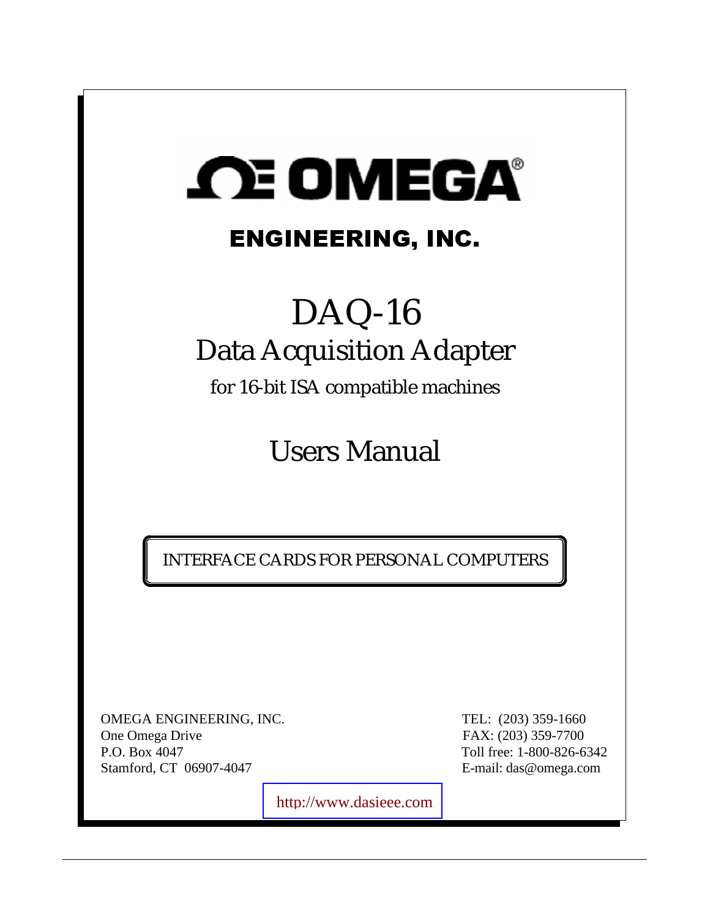# OMEGA®

## ENGINEERING, INC.

# DAQ-16

## Data Acquisition Adapter

for 16-bit ISA compatible machines

## Users Manual

INTERFACE CARDS FOR PERSONAL COMPUTERS

OMEGA ENGINEERING, INC.
One Omega Drive
P.O. Box 4047
Stamford, CT 06907-4047

TEL: (203) 359-1660
FAX: (203) 359-7700
Toll free: 1-800-826-6342
E-mail: das@omega.com

http://www.dasieee.com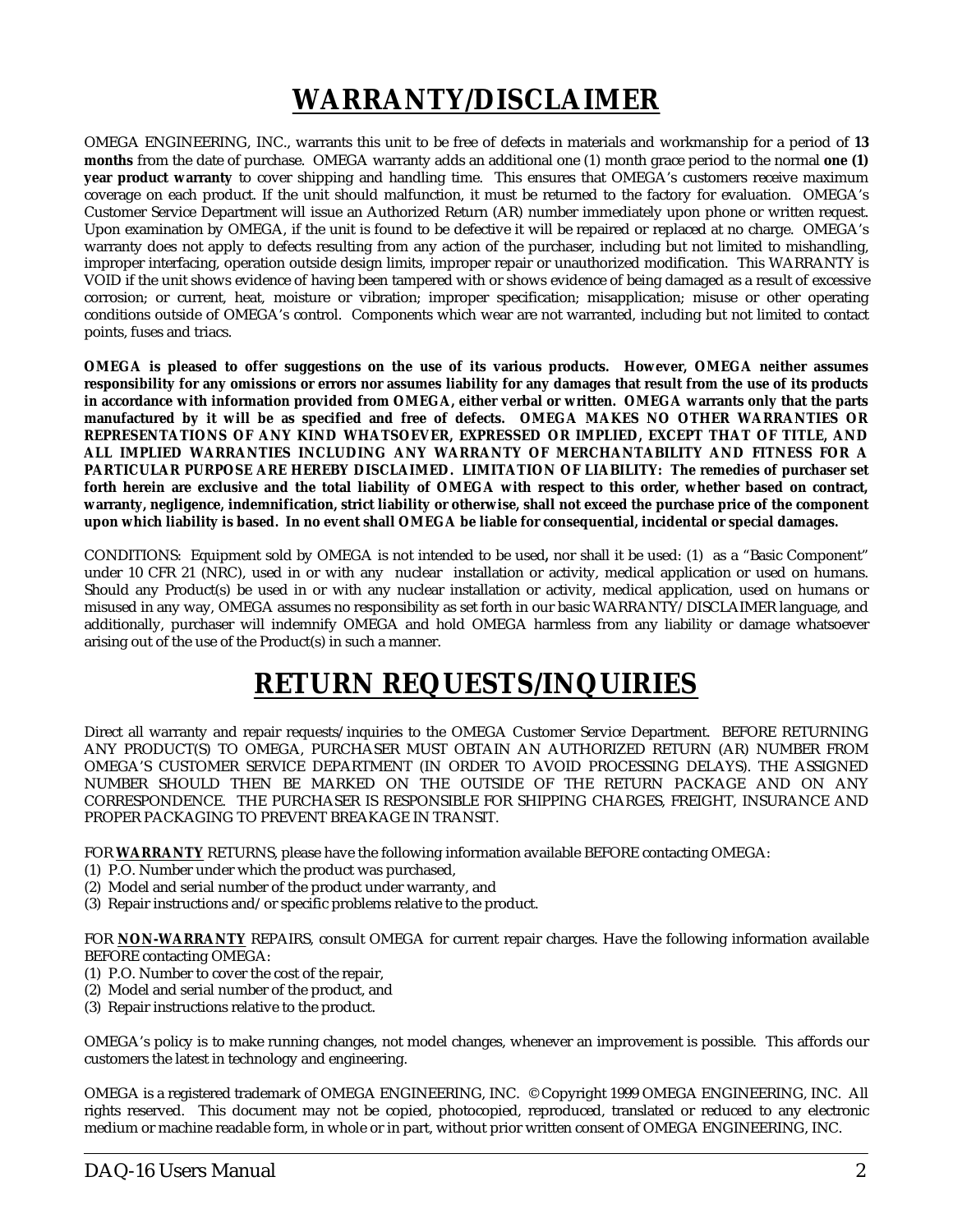# WARRANTY/DISCLAIMER

OMEGA ENGINEERING, INC., warrants this unit to be free of defects in materials and workmanship for a period of **13 months** from the date of purchase. OMEGA warranty adds an additional one (1) month grace period to the normal **one (1) year product warranty** to cover shipping and handling time. This ensures that OMEGA's customers receive maximum coverage on each product. If the unit should malfunction, it must be returned to the factory for evaluation. OMEGA's Customer Service Department will issue an Authorized Return (AR) number immediately upon phone or written request. Upon examination by OMEGA, if the unit is found to be defective it will be repaired or replaced at no charge. OMEGA's warranty does not apply to defects resulting from any action of the purchaser, including but not limited to mishandling, improper interfacing, operation outside design limits, improper repair or unauthorized modification. This WARRANTY is VOID if the unit shows evidence of having been tampered with or shows evidence of being damaged as a result of excessive corrosion; or current, heat, moisture or vibration; improper specification; misapplication; misuse or other operating conditions outside of OMEGA's control. Components which wear are not warranted, including but not limited to contact points, fuses and triacs.

**OMEGA is pleased to offer suggestions on the use of its various products. However, OMEGA neither assumes responsibility for any omissions or errors nor assumes liability for any damages that result from the use of its products in accordance with information provided from OMEGA, either verbal or written. OMEGA warrants only that the parts manufactured by it will be as specified and free of defects. OMEGA MAKES NO OTHER WARRANTIES OR REPRESENTATIONS OF ANY KIND WHATSOEVER, EXPRESSED OR IMPLIED, EXCEPT THAT OF TITLE, AND ALL IMPLIED WARRANTIES INCLUDING ANY WARRANTY OF MERCHANTABILITY AND FITNESS FOR A PARTICULAR PURPOSE ARE HEREBY DISCLAIMED. LIMITATION OF LIABILITY: The remedies of purchaser set forth herein are exclusive and the total liability of OMEGA with respect to this order, whether based on contract, warranty, negligence, indemnification, strict liability or otherwise, shall not exceed the purchase price of the component upon which liability is based. In no event shall OMEGA be liable for consequential, incidental or special damages.**

CONDITIONS: Equipment sold by OMEGA is not intended to be used**,** nor shall it be used: (1) as a "Basic Component" under 10 CFR 21 (NRC), used in or with any nuclear installation or activity, medical application or used on humans. Should any Product(s) be used in or with any nuclear installation or activity, medical application, used on humans or misused in any way, OMEGA assumes no responsibility as set forth in our basic WARRANTY/DISCLAIMER language, and additionally, purchaser will indemnify OMEGA and hold OMEGA harmless from any liability or damage whatsoever arising out of the use of the Product(s) in such a manner.

# RETURN REQUESTS/INQUIRIES

Direct all warranty and repair requests/inquiries to the OMEGA Customer Service Department. BEFORE RETURNING ANY PRODUCT(S) TO OMEGA, PURCHASER MUST OBTAIN AN AUTHORIZED RETURN (AR) NUMBER FROM OMEGA'S CUSTOMER SERVICE DEPARTMENT (IN ORDER TO AVOID PROCESSING DELAYS). THE ASSIGNED NUMBER SHOULD THEN BE MARKED ON THE OUTSIDE OF THE RETURN PACKAGE AND ON ANY CORRESPONDENCE. THE PURCHASER IS RESPONSIBLE FOR SHIPPING CHARGES, FREIGHT, INSURANCE AND PROPER PACKAGING TO PREVENT BREAKAGE IN TRANSIT.

FOR **WARRANTY** RETURNS, please have the following information available BEFORE contacting OMEGA:

(1) P.O. Number under which the product was purchased,
(2) Model and serial number of the product under warranty, and
(3) Repair instructions and/or specific problems relative to the product.

FOR **NON-WARRANTY** REPAIRS, consult OMEGA for current repair charges. Have the following information available BEFORE contacting OMEGA:

(1) P.O. Number to cover the cost of the repair,
(2) Model and serial number of the product, and
(3) Repair instructions relative to the product.

OMEGA's policy is to make running changes, not model changes, whenever an improvement is possible. This affords our customers the latest in technology and engineering.

OMEGA is a registered trademark of OMEGA ENGINEERING, INC. © Copyright 1999 OMEGA ENGINEERING, INC. All rights reserved. This document may not be copied, photocopied, reproduced, translated or reduced to any electronic medium or machine readable form, in whole or in part, without prior written consent of OMEGA ENGINEERING, INC.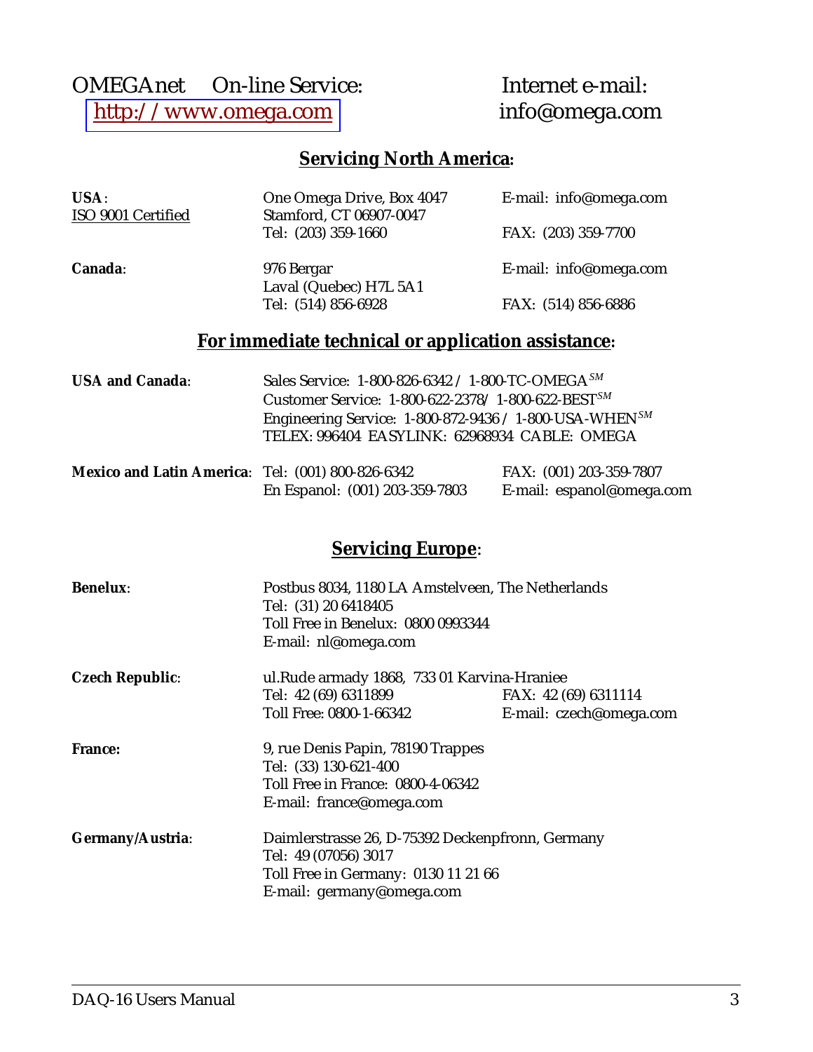OMEGAnet On-line Service: http://www.omega.com

Internet e-mail: info@omega.com

## Servicing North America:

**USA**:
ISO 9001 Certified
One Omega Drive, Box 4047
Stamford, CT 06907-0047
Tel: (203) 359-1660
E-mail: info@omega.com
FAX: (203) 359-7700

**Canada**:
976 Bergar
Laval (Quebec) H7L 5A1
Tel: (514) 856-6928
E-mail: info@omega.com
FAX: (514) 856-6886

## For immediate technical or application assistance:

**USA and Canada**:
Sales Service: 1-800-826-6342 / 1-800-TC-OMEGA[SM]
Customer Service: 1-800-622-2378/ 1-800-622-BEST[SM]
Engineering Service: 1-800-872-9436 / 1-800-USA-WHEN[SM]
TELEX: 996404 EASYLINK: 62968934 CABLE: OMEGA

**Mexico and Latin America**:
Tel: (001) 800-826-6342
FAX: (001) 203-359-7807
En Espanol: (001) 203-359-7803
E-mail: espanol@omega.com

## Servicing Europe:

**Benelux**:
Postbus 8034, 1180 LA Amstelveen, The Netherlands
Tel: (31) 20 6418405
Toll Free in Benelux: 0800 0993344
E-mail: nl@omega.com

**Czech Republic**:
ul.Rude armady 1868, 733 01 Karvina-Hraniee
Tel: 42 (69) 6311899
FAX: 42 (69) 6311114
Toll Free: 0800-1-66342
E-mail: czech@omega.com

**France:**
9, rue Denis Papin, 78190 Trappes
Tel: (33) 130-621-400
Toll Free in France: 0800-4-06342
E-mail: france@omega.com

**Germany/Austria**:
Daimlerstrasse 26, D-75392 Deckenpfronn, Germany
Tel: 49 (07056) 3017
Toll Free in Germany: 0130 11 21 66
E-mail: germany@omega.com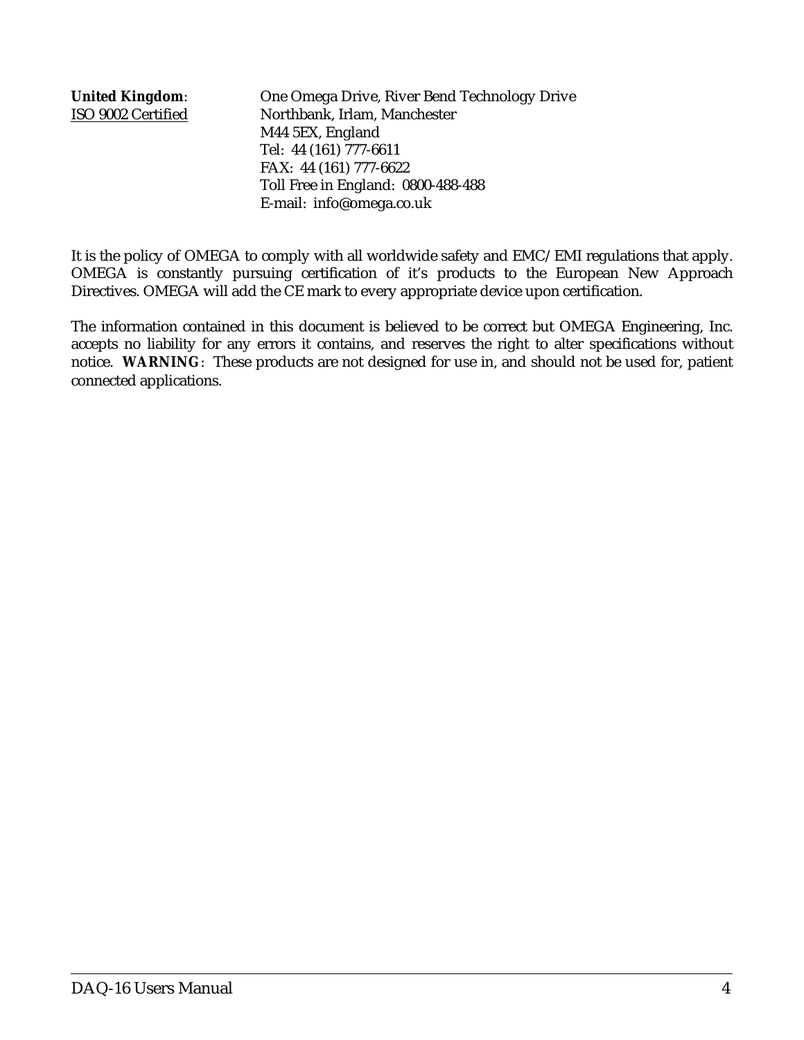**United Kingdom**: 
ISO 9002 Certified

One Omega Drive, River Bend Technology Drive
Northbank, Irlam, Manchester
M44 5EX, England
Tel: 44 (161) 777-6611
FAX: 44 (161) 777-6622
Toll Free in England: 0800-488-488
E-mail: info@omega.co.uk

It is the policy of OMEGA to comply with all worldwide safety and EMC/EMI regulations that apply. OMEGA is constantly pursuing certification of it's products to the European New Approach Directives. OMEGA will add the CE mark to every appropriate device upon certification.

The information contained in this document is believed to be correct but OMEGA Engineering, Inc. accepts no liability for any errors it contains, and reserves the right to alter specifications without notice. **WARNING**: These products are not designed for use in, and should not be used for, patient connected applications.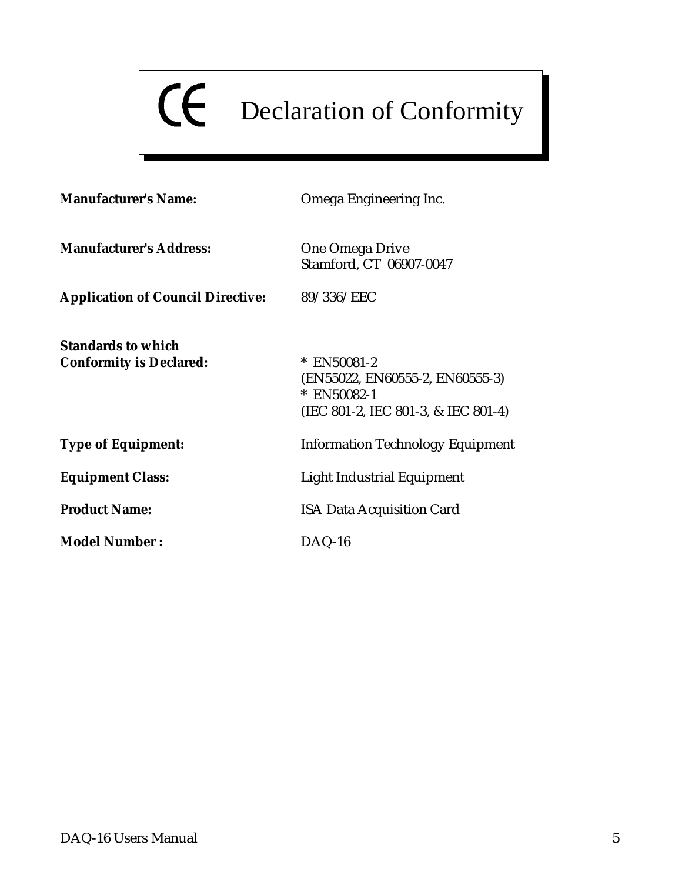# CE Declaration of Conformity

| | |
|---|---|
| **Manufacturer's Name:** | Omega Engineering Inc. |
| **Manufacturer's Address:** | One Omega Drive<br>Stamford, CT 06907-0047 |
| **Application of Council Directive:** | 89/336/EEC |
| **Standards to which Conformity is Declared:** | * EN50081-2<br>(EN55022, EN60555-2, EN60555-3)<br>* EN50082-1<br>(IEC 801-2, IEC 801-3, & IEC 801-4) |
| **Type of Equipment:** | Information Technology Equipment |
| **Equipment Class:** | Light Industrial Equipment |
| **Product Name:** | ISA Data Acquisition Card |
| **Model Number :** | DAQ-16 |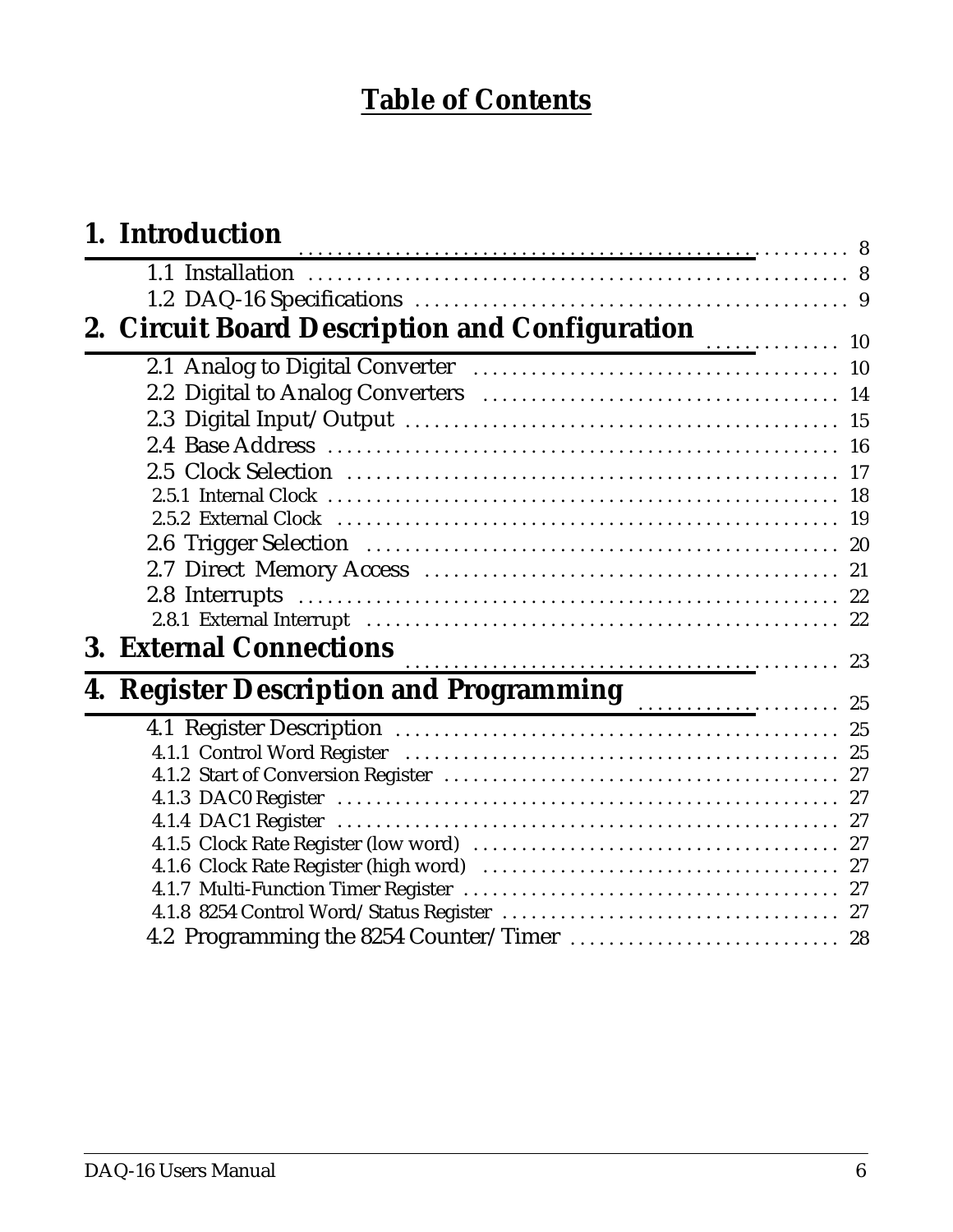# Table of Contents

**1. Introduction** ........ 8

- 1.1 Installation ........ 8
- 1.2 DAQ-16 Specifications ........ 9

**2. Circuit Board Description and Configuration** ........ 10

- 2.1 Analog to Digital Converter ........ 10
- 2.2 Digital to Analog Converters ........ 14
- 2.3 Digital Input/Output ........ 15
- 2.4 Base Address ........ 16
- 2.5 Clock Selection ........ 17
  - 2.5.1 Internal Clock ........ 18
  - 2.5.2 External Clock ........ 19
- 2.6 Trigger Selection ........ 20
- 2.7 Direct Memory Access ........ 21
- 2.8 Interrupts ........ 22
  - 2.8.1 External Interrupt ........ 22

**3. External Connections** ........ 23

**4. Register Description and Programming** ........ 25

- 4.1 Register Description ........ 25
  - 4.1.1 Control Word Register ........ 25
  - 4.1.2 Start of Conversion Register ........ 27
  - 4.1.3 DAC0 Register ........ 27
  - 4.1.4 DAC1 Register ........ 27
  - 4.1.5 Clock Rate Register (low word) ........ 27
  - 4.1.6 Clock Rate Register (high word) ........ 27
  - 4.1.7 Multi-Function Timer Register ........ 27
  - 4.1.8 8254 Control Word/Status Register ........ 27
- 4.2 Programming the 8254 Counter/Timer ........ 28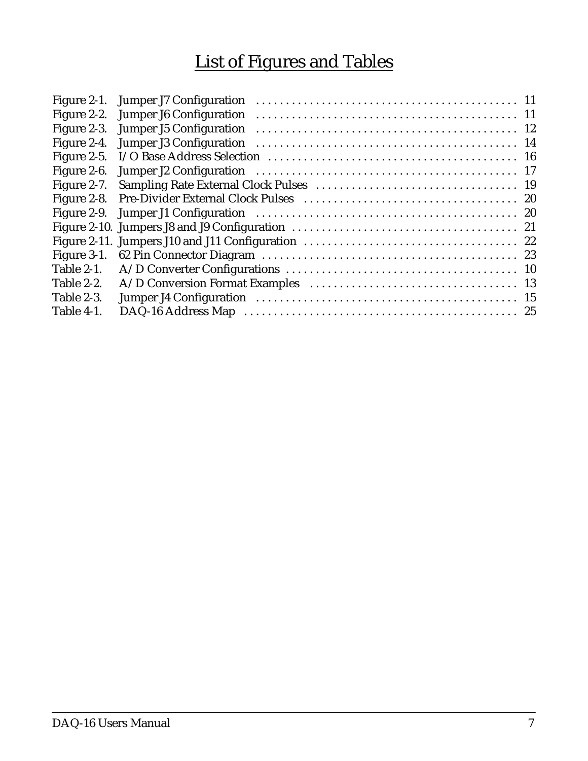# List of Figures and Tables

| | | |
|---|---|---|
| Figure 2-1. | Jumper J7 Configuration | 11 |
| Figure 2-2. | Jumper J6 Configuration | 11 |
| Figure 2-3. | Jumper J5 Configuration | 12 |
| Figure 2-4. | Jumper J3 Configuration | 14 |
| Figure 2-5. | I/O Base Address Selection | 16 |
| Figure 2-6. | Jumper J2 Configuration | 17 |
| Figure 2-7. | Sampling Rate External Clock Pulses | 19 |
| Figure 2-8. | Pre-Divider External Clock Pulses | 20 |
| Figure 2-9. | Jumper J1 Configuration | 20 |
| Figure 2-10. | Jumpers J8 and J9 Configuration | 21 |
| Figure 2-11. | Jumpers J10 and J11 Configuration | 22 |
| Figure 3-1. | 62 Pin Connector Diagram | 23 |
| Table 2-1. | A/D Converter Configurations | 10 |
| Table 2-2. | A/D Conversion Format Examples | 13 |
| Table 2-3. | Jumper J4 Configuration | 15 |
| Table 4-1. | DAQ-16 Address Map | 25 |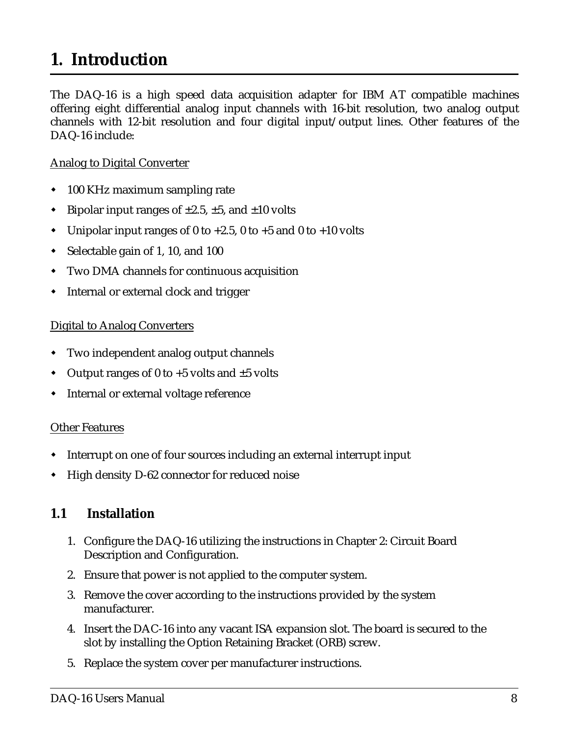# 1. Introduction

The DAQ-16 is a high speed data acquisition adapter for IBM AT compatible machines offering eight differential analog input channels with 16-bit resolution, two analog output channels with 12-bit resolution and four digital input/output lines. Other features of the DAQ-16 include:

<u>Analog to Digital Converter</u>

- 100 KHz maximum sampling rate
- Bipolar input ranges of ±2.5, ±5, and ±10 volts
- Unipolar input ranges of 0 to +2.5, 0 to +5 and 0 to +10 volts
- Selectable gain of 1, 10, and 100
- Two DMA channels for continuous acquisition
- Internal or external clock and trigger

<u>Digital to Analog Converters</u>

- Two independent analog output channels
- Output ranges of 0 to +5 volts and ±5 volts
- Internal or external voltage reference

<u>Other Features</u>

- Interrupt on one of four sources including an external interrupt input
- High density D-62 connector for reduced noise

## 1.1 Installation

1. Configure the DAQ-16 utilizing the instructions in Chapter 2: Circuit Board Description and Configuration.
2. Ensure that power is not applied to the computer system.
3. Remove the cover according to the instructions provided by the system manufacturer.
4. Insert the DAC-16 into any vacant ISA expansion slot. The board is secured to the slot by installing the Option Retaining Bracket (ORB) screw.
5. Replace the system cover per manufacturer instructions.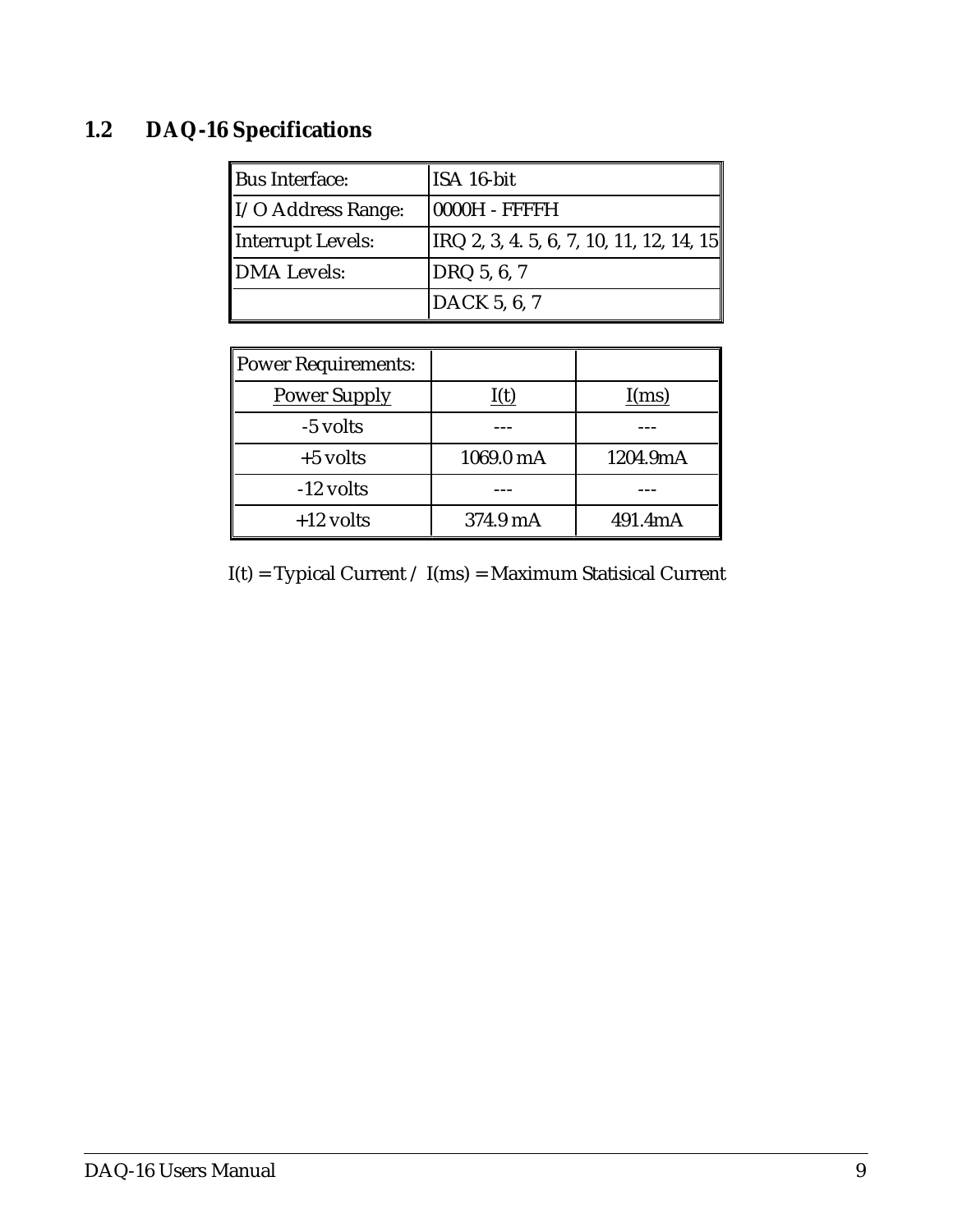## 1.2 DAQ-16 Specifications

| Bus Interface: | ISA 16-bit |
|---|---|
| I/O Address Range: | 0000H - FFFFH |
| Interrupt Levels: | IRQ 2, 3, 4. 5, 6, 7, 10, 11, 12, 14, 15 |
| DMA Levels: | DRQ 5, 6, 7 |
| | DACK 5, 6, 7 |

| Power Requirements: | | |
|---|---|---|
| Power Supply | I(t) | I(ms) |
| -5 volts | --- | --- |
| +5 volts | 1069.0 mA | 1204.9mA |
| -12 volts | --- | --- |
| +12 volts | 374.9 mA | 491.4mA |

I(t) = Typical Current / I(ms) = Maximum Statisical Current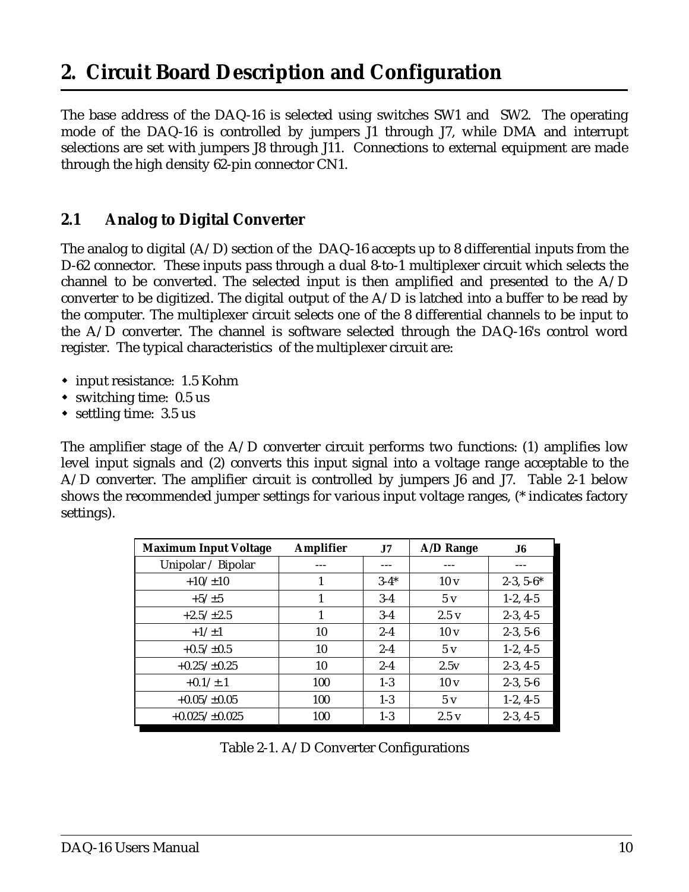# 2. Circuit Board Description and Configuration

The base address of the DAQ-16 is selected using switches SW1 and SW2. The operating mode of the DAQ-16 is controlled by jumpers J1 through J7, while DMA and interrupt selections are set with jumpers J8 through J11. Connections to external equipment are made through the high density 62-pin connector CN1.

## 2.1 Analog to Digital Converter

The analog to digital (A/D) section of the DAQ-16 accepts up to 8 differential inputs from the D-62 connector. These inputs pass through a dual 8-to-1 multiplexer circuit which selects the channel to be converted. The selected input is then amplified and presented to the A/D converter to be digitized. The digital output of the A/D is latched into a buffer to be read by the computer. The multiplexer circuit selects one of the 8 differential channels to be input to the A/D converter. The channel is software selected through the DAQ-16's control word register. The typical characteristics of the multiplexer circuit are:

- input resistance: 1.5 Kohm
- switching time: 0.5 us
- settling time: 3.5 us

The amplifier stage of the A/D converter circuit performs two functions: (1) amplifies low level input signals and (2) converts this input signal into a voltage range acceptable to the A/D converter. The amplifier circuit is controlled by jumpers J6 and J7. Table 2-1 below shows the recommended jumper settings for various input voltage ranges, (* indicates factory settings).

| Maximum Input Voltage | Amplifier | J7 | A/D Range | J6 |
|---|---|---|---|---|
| Unipolar / Bipolar | --- | --- | --- | --- |
| +10/±10 | 1 | 3-4* | 10 v | 2-3, 5-6* |
| +5/±5 | 1 | 3-4 | 5 v | 1-2, 4-5 |
| +2.5/±2.5 | 1 | 3-4 | 2.5 v | 2-3, 4-5 |
| +1/±1 | 10 | 2-4 | 10 v | 2-3, 5-6 |
| +0.5/±0.5 | 10 | 2-4 | 5 v | 1-2, 4-5 |
| +0.25/±0.25 | 10 | 2-4 | 2.5v | 2-3, 4-5 |
| +0.1/±.1 | 100 | 1-3 | 10 v | 2-3, 5-6 |
| +0.05/±0.05 | 100 | 1-3 | 5 v | 1-2, 4-5 |
| +0.025/±0.025 | 100 | 1-3 | 2.5 v | 2-3, 4-5 |

Table 2-1. A/D Converter Configurations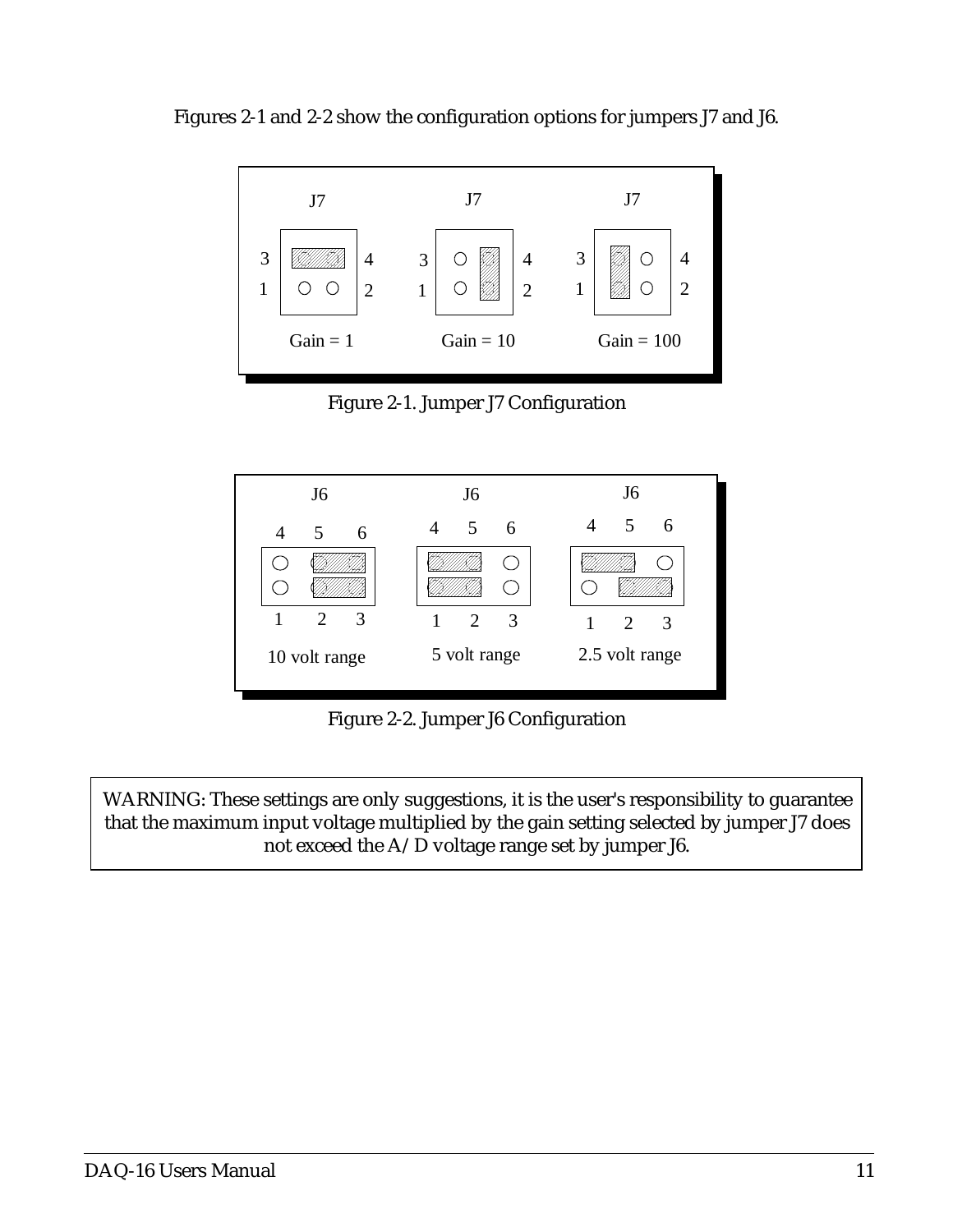Figures 2-1 and 2-2 show the configuration options for jumpers J7 and J6.

J7 J7 J7

Gain = 1 Gain = 10 Gain = 100

Figure 2-1. Jumper J7 Configuration

J6 J6 J6

10 volt range 5 volt range 2.5 volt range

Figure 2-2. Jumper J6 Configuration

WARNING: These settings are only suggestions, it is the user's responsibility to guarantee that the maximum input voltage multiplied by the gain setting selected by jumper J7 does not exceed the A/D voltage range set by jumper J6.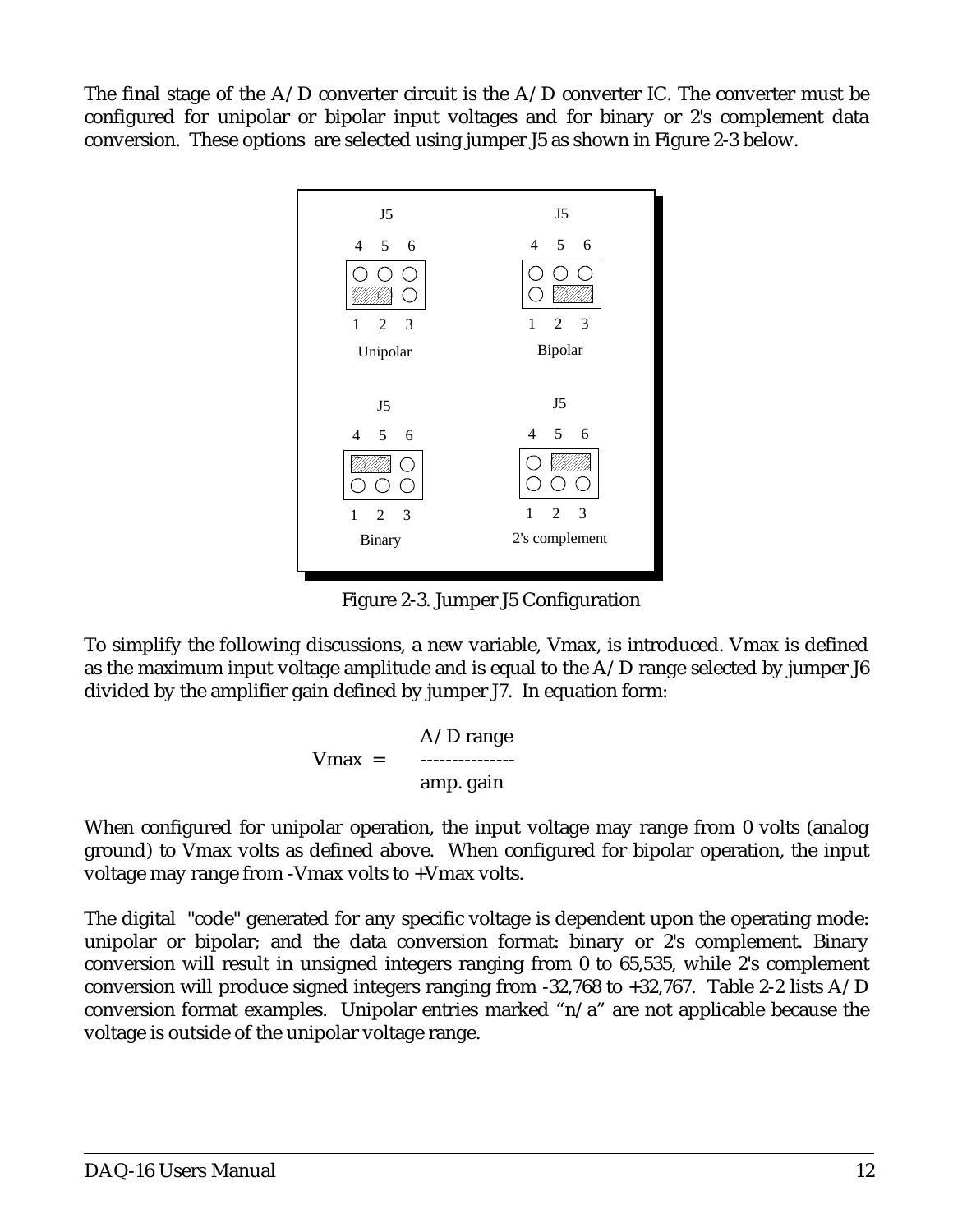The final stage of the A/D converter circuit is the A/D converter IC. The converter must be configured for unipolar or bipolar input voltages and for binary or 2's complement data conversion. These options are selected using jumper J5 as shown in Figure 2-3 below.

Figure 2-3. Jumper J5 Configuration

To simplify the following discussions, a new variable, Vmax, is introduced. Vmax is defined as the maximum input voltage amplitude and is equal to the A/D range selected by jumper J6 divided by the amplifier gain defined by jumper J7. In equation form:

$$\text{Vmax} = \frac{\text{A/D range}}{\text{amp. gain}}$$

When configured for unipolar operation, the input voltage may range from 0 volts (analog ground) to Vmax volts as defined above. When configured for bipolar operation, the input voltage may range from -Vmax volts to +Vmax volts.

The digital "code" generated for any specific voltage is dependent upon the operating mode: unipolar or bipolar; and the data conversion format: binary or 2's complement. Binary conversion will result in unsigned integers ranging from 0 to 65,535, while 2's complement conversion will produce signed integers ranging from -32,768 to +32,767. Table 2-2 lists A/D conversion format examples. Unipolar entries marked “n/a” are not applicable because the voltage is outside of the unipolar voltage range.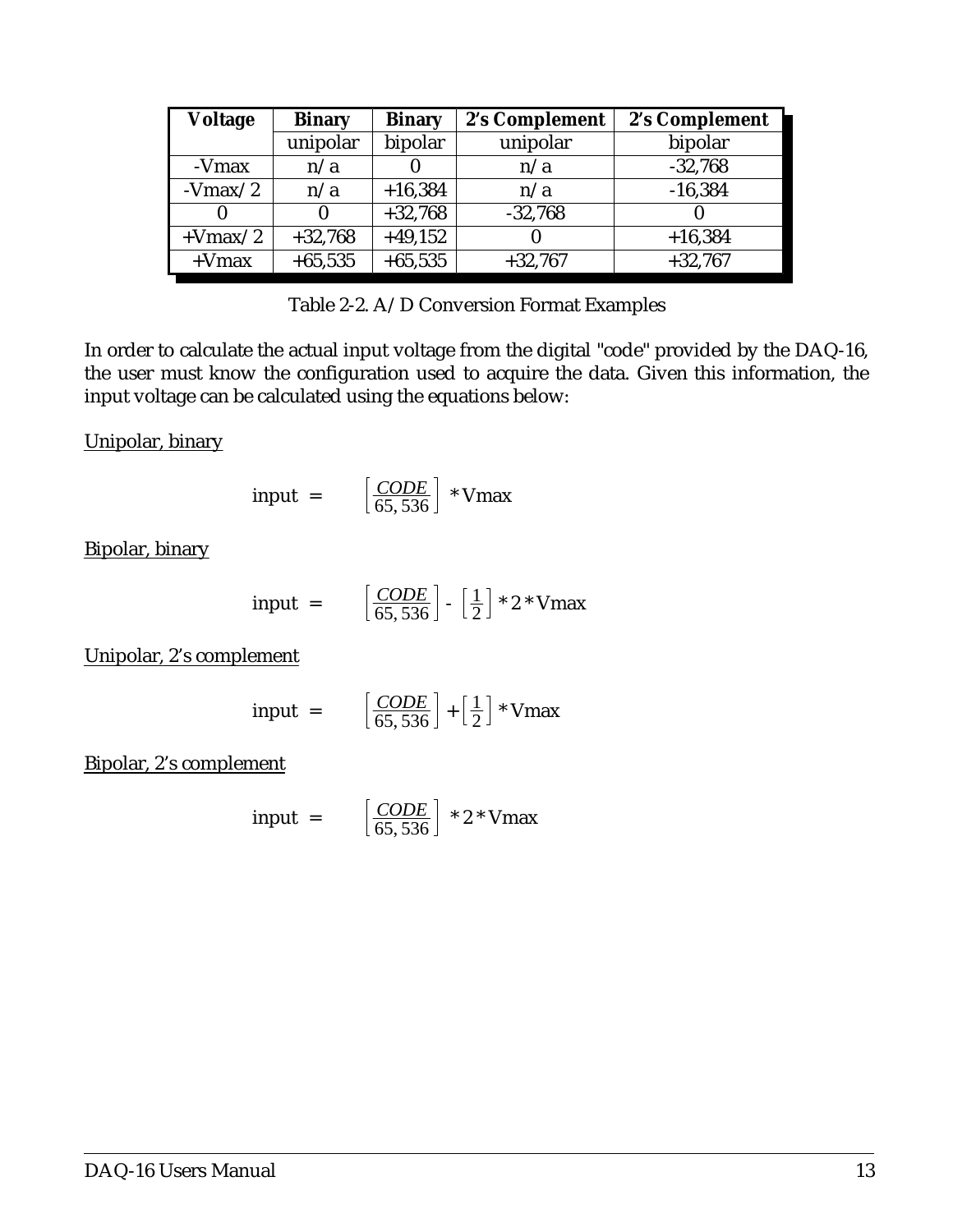| Voltage | Binary | Binary | 2's Complement | 2's Complement |
|---|---|---|---|---|
| | unipolar | bipolar | unipolar | bipolar |
| -Vmax | n/a | 0 | n/a | -32,768 |
| -Vmax/2 | n/a | +16,384 | n/a | -16,384 |
| 0 | 0 | +32,768 | -32,768 | 0 |
| +Vmax/2 | +32,768 | +49,152 | 0 | +16,384 |
| +Vmax | +65,535 | +65,535 | +32,767 | +32,767 |

Table 2-2. A/D Conversion Format Examples

In order to calculate the actual input voltage from the digital "code" provided by the DAQ-16, the user must know the configuration used to acquire the data. Given this information, the input voltage can be calculated using the equations below:

Unipolar, binary

$$\text{input} = \left[\frac{CODE}{65,536}\right] * \text{Vmax}$$

Bipolar, binary

$$\text{input} = \left[\frac{CODE}{65,536}\right] - \left[\frac{1}{2}\right] * 2 * \text{Vmax}$$

Unipolar, 2's complement

$$\text{input} = \left[\frac{CODE}{65,536}\right] + \left[\frac{1}{2}\right] * \text{Vmax}$$

Bipolar, 2's complement

$$\text{input} = \left[\frac{CODE}{65,536}\right] * 2 * \text{Vmax}$$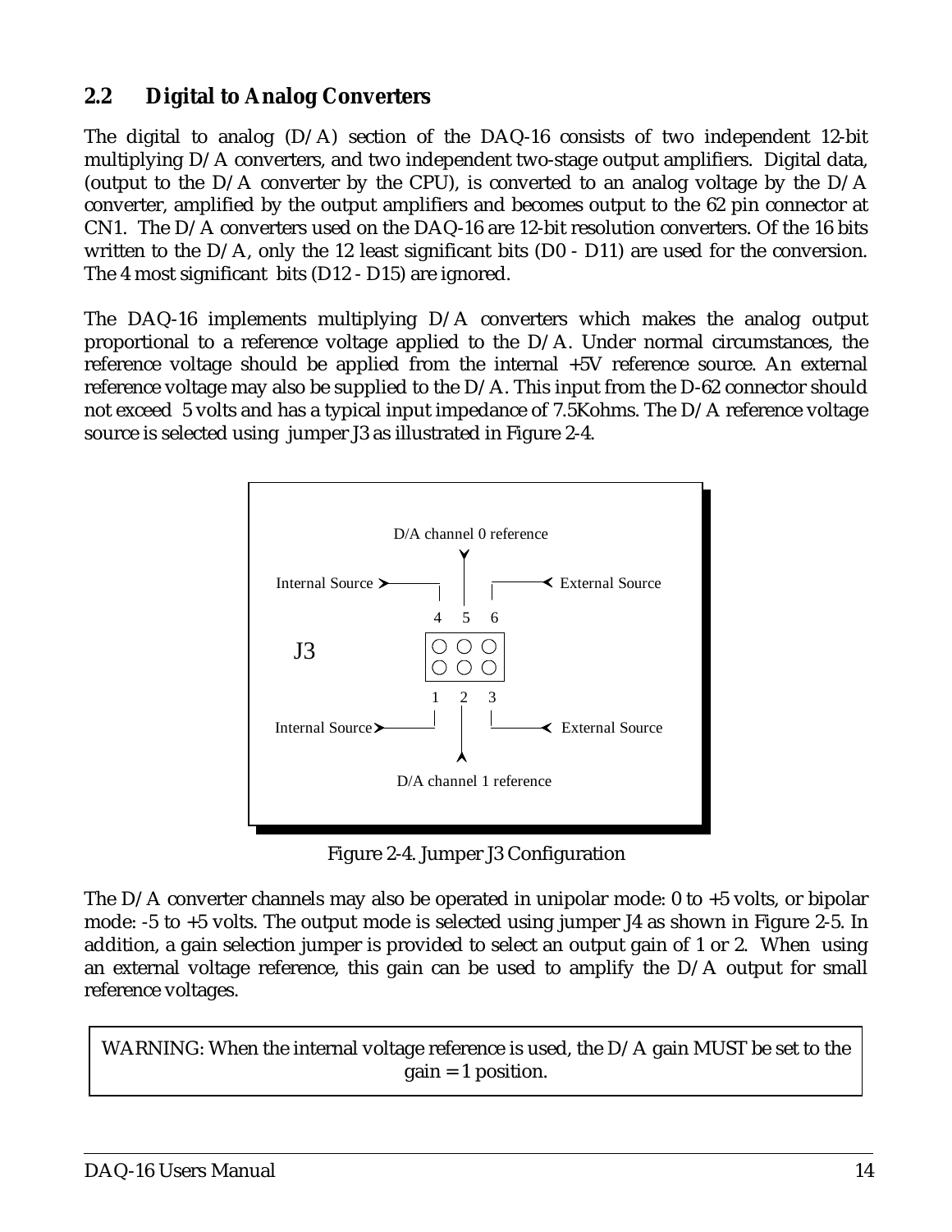## 2.2 Digital to Analog Converters

The digital to analog (D/A) section of the DAQ-16 consists of two independent 12-bit multiplying D/A converters, and two independent two-stage output amplifiers. Digital data, (output to the D/A converter by the CPU), is converted to an analog voltage by the D/A converter, amplified by the output amplifiers and becomes output to the 62 pin connector at CN1. The D/A converters used on the DAQ-16 are 12-bit resolution converters. Of the 16 bits written to the D/A, only the 12 least significant bits (D0 - D11) are used for the conversion. The 4 most significant bits (D12 - D15) are ignored.

The DAQ-16 implements multiplying D/A converters which makes the analog output proportional to a reference voltage applied to the D/A. Under normal circumstances, the reference voltage should be applied from the internal +5V reference source. An external reference voltage may also be supplied to the D/A. This input from the D-62 connector should not exceed 5 volts and has a typical input impedance of 7.5Kohms. The D/A reference voltage source is selected using jumper J3 as illustrated in Figure 2-4.

D/A channel 0 reference

Internal Source — 4 5 6 — External Source

J3

Internal Source — 1 2 3 — External Source

D/A channel 1 reference

Figure 2-4. Jumper J3 Configuration

The D/A converter channels may also be operated in unipolar mode: 0 to +5 volts, or bipolar mode: -5 to +5 volts. The output mode is selected using jumper J4 as shown in Figure 2-5. In addition, a gain selection jumper is provided to select an output gain of 1 or 2. When using an external voltage reference, this gain can be used to amplify the D/A output for small reference voltages.

> WARNING: When the internal voltage reference is used, the D/A gain MUST be set to the gain = 1 position.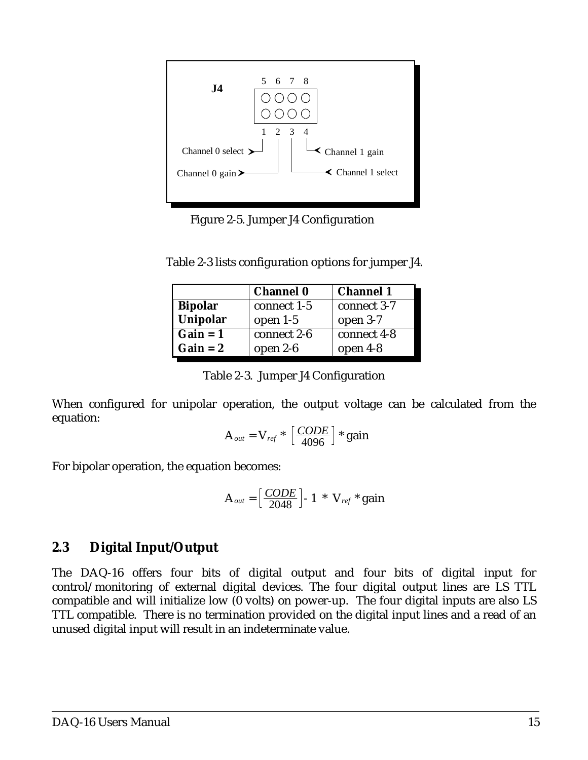J4

5 6 7 8

1 2 3 4

Channel 0 select

Channel 0 gain

Channel 1 gain

Channel 1 select

Figure 2-5. Jumper J4 Configuration

Table 2-3 lists configuration options for jumper J4.

| | **Channel 0** | **Channel 1** |
|---|---|---|
| **Bipolar** | connect 1-5 | connect 3-7 |
| **Unipolar** | open 1-5 | open 3-7 |
| **Gain = 1** | connect 2-6 | connect 4-8 |
| **Gain = 2** | open 2-6 | open 4-8 |

Table 2-3. Jumper J4 Configuration

When configured for unipolar operation, the output voltage can be calculated from the equation:

$$A_{out} = V_{ref} * \left[ \frac{CODE}{4096} \right] * \text{gain}$$

For bipolar operation, the equation becomes:

$$A_{out} = \left[ \frac{CODE}{2048} \right] - 1 * V_{ref} * \text{gain}$$

## 2.3 Digital Input/Output

The DAQ-16 offers four bits of digital output and four bits of digital input for control/monitoring of external digital devices. The four digital output lines are LS TTL compatible and will initialize low (0 volts) on power-up. The four digital inputs are also LS TTL compatible. There is no termination provided on the digital input lines and a read of an unused digital input will result in an indeterminate value.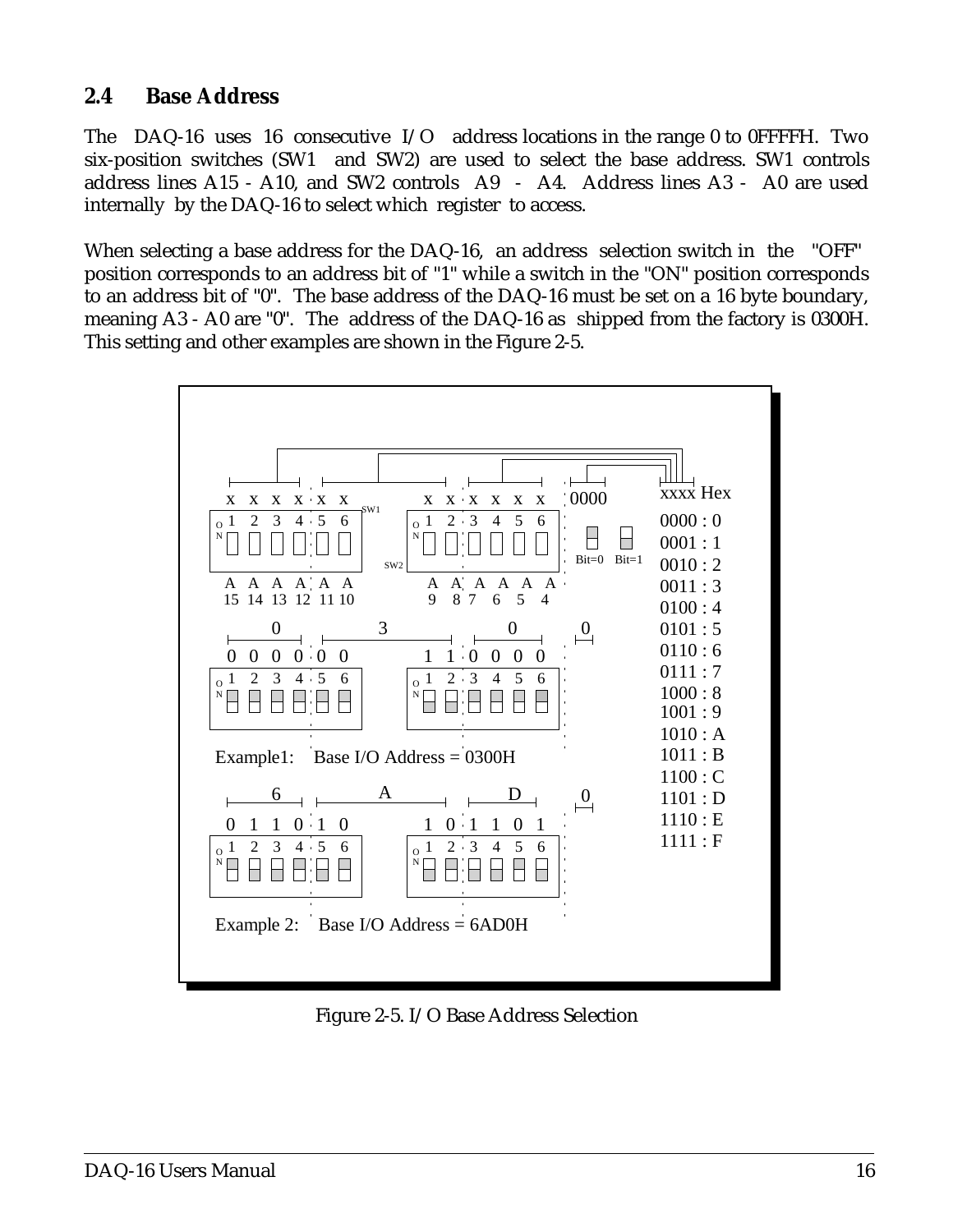## 2.4 Base Address

The DAQ-16 uses 16 consecutive I/O address locations in the range 0 to 0FFFFH. Two six-position switches (SW1 and SW2) are used to select the base address. SW1 controls address lines A15 - A10, and SW2 controls A9 - A4. Address lines A3 - A0 are used internally by the DAQ-16 to select which register to access.

When selecting a base address for the DAQ-16, an address selection switch in the "OFF" position corresponds to an address bit of "1" while a switch in the "ON" position corresponds to an address bit of "0". The base address of the DAQ-16 must be set on a 16 byte boundary, meaning A3 - A0 are "0". The address of the DAQ-16 as shipped from the factory is 0300H. This setting and other examples are shown in the Figure 2-5.

| Binary | Hex |
|---|---|
| 0000 | 0 |
| 0001 | 1 |
| 0010 | 2 |
| 0011 | 3 |
| 0100 | 4 |
| 0101 | 5 |
| 0110 | 6 |
| 0111 | 7 |
| 1000 | 8 |
| 1001 | 9 |
| 1010 | A |
| 1011 | B |
| 1100 | C |
| 1101 | D |
| 1110 | E |
| 1111 | F |

SW1: switches 1–6 = A15, A14, A13, A12, A11, A10
SW2: switches 1–6 = A9, A8, A7, A6, A5, A4
A3 - A0 = 0000

Example1: Base I/O Address = 0300H
SW1: 0 0 0 0 0 0 ; SW2: 1 1 0 0 0 0 (0 3 0 0)

Example 2: Base I/O Address = 6AD0H
SW1: 0 1 1 0 1 0 ; SW2: 1 0 1 1 0 1 (6 A D 0)

Figure 2-5. I/O Base Address Selection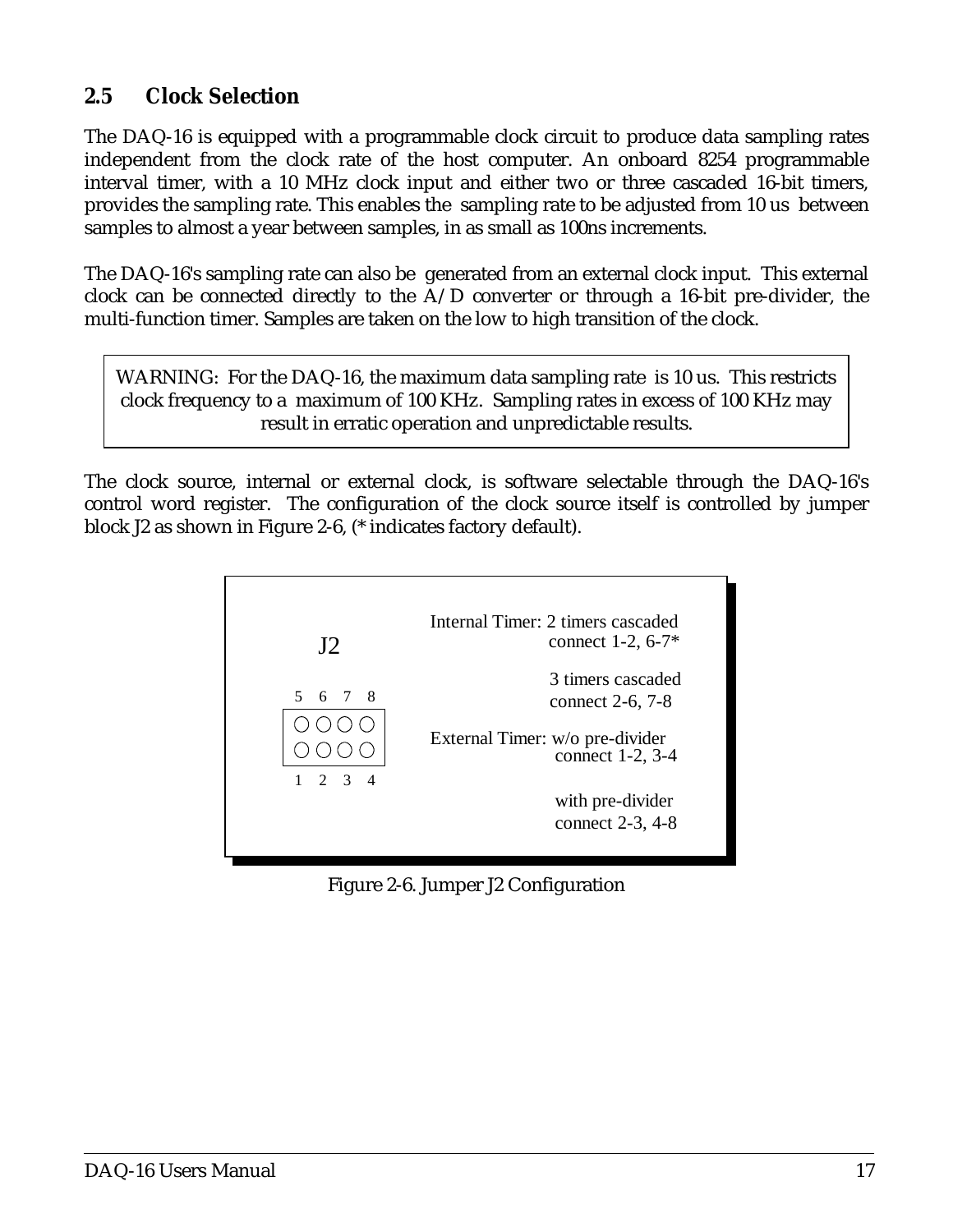## 2.5 Clock Selection

The DAQ-16 is equipped with a programmable clock circuit to produce data sampling rates independent from the clock rate of the host computer. An onboard 8254 programmable interval timer, with a 10 MHz clock input and either two or three cascaded 16-bit timers, provides the sampling rate. This enables the sampling rate to be adjusted from 10 us between samples to almost a year between samples, in as small as 100ns increments.

The DAQ-16's sampling rate can also be generated from an external clock input. This external clock can be connected directly to the A/D converter or through a 16-bit pre-divider, the multi-function timer. Samples are taken on the low to high transition of the clock.

> WARNING: For the DAQ-16, the maximum data sampling rate is 10 us. This restricts clock frequency to a maximum of 100 KHz. Sampling rates in excess of 100 KHz may result in erratic operation and unpredictable results.

The clock source, internal or external clock, is software selectable through the DAQ-16's control word register. The configuration of the clock source itself is controlled by jumper block J2 as shown in Figure 2-6, (* indicates factory default).

J2

```
5 6 7 8
○ ○ ○ ○
○ ○ ○ ○
1 2 3 4
```

| Timer | Configuration | Connection |
|---|---|---|
| Internal Timer: | 2 timers cascaded | connect 1-2, 6-7* |
| | 3 timers cascaded | connect 2-6, 7-8 |
| External Timer: | w/o pre-divider | connect 1-2, 3-4 |
| | with pre-divider | connect 2-3, 4-8 |

Figure 2-6. Jumper J2 Configuration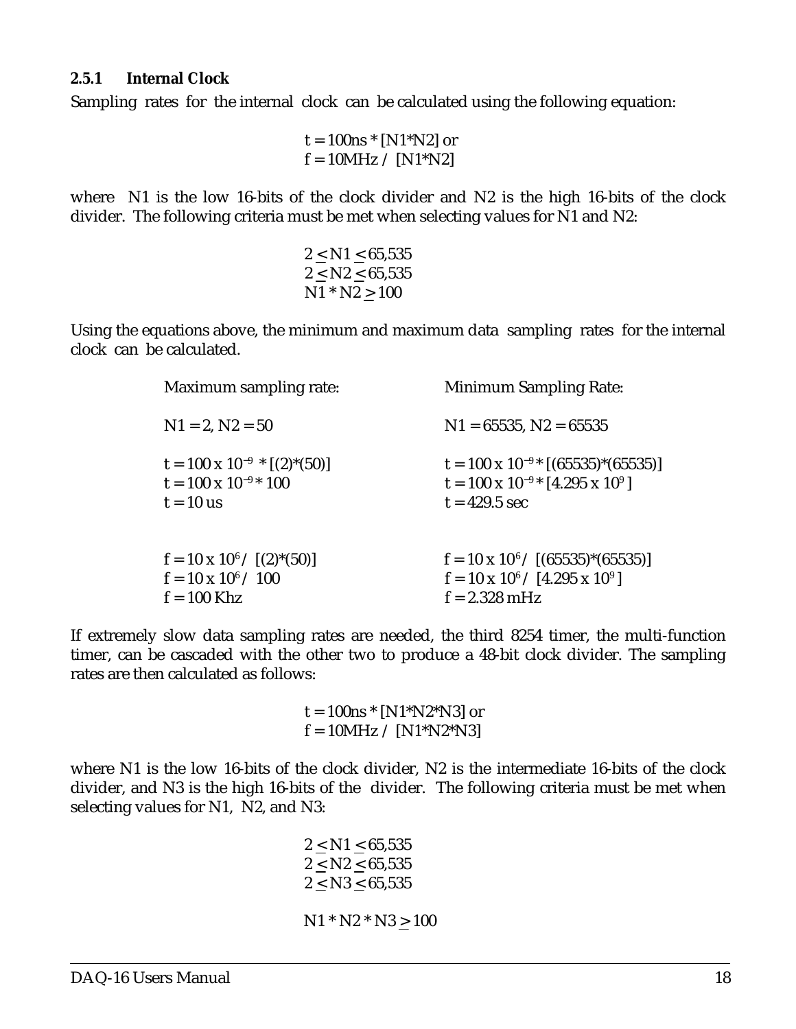### 2.5.1 Internal Clock

Sampling rates for the internal clock can be calculated using the following equation:

$$t = 100ns * [N1*N2] \text{ or}$$
$$f = 10MHz / [N1*N2]$$

where N1 is the low 16-bits of the clock divider and N2 is the high 16-bits of the clock divider. The following criteria must be met when selecting values for N1 and N2:

$$2 \leq N1 \leq 65{,}535$$
$$2 \leq N2 \leq 65{,}535$$
$$N1 * N2 \geq 100$$

Using the equations above, the minimum and maximum data sampling rates for the internal clock can be calculated.

| Maximum sampling rate: | Minimum Sampling Rate: |
|---|---|
| N1 = 2, N2 = 50 | N1 = 65535, N2 = 65535 |
| $t = 100 \times 10^{-9} * [(2)*(50)]$ | $t = 100 \times 10^{-9} * [(65535)*(65535)]$ |
| $t = 100 \times 10^{-9} * 100$ | $t = 100 \times 10^{-9} * [4.295 \times 10^{9}]$ |
| t = 10 us | t = 429.5 sec |
| $f = 10 \times 10^{6} / [(2)*(50)]$ | $f = 10 \times 10^{6} / [(65535)*(65535)]$ |
| $f = 10 \times 10^{6} / 100$ | $f = 10 \times 10^{6} / [4.295 \times 10^{9}]$ |
| f = 100 Khz | f = 2.328 mHz |

If extremely slow data sampling rates are needed, the third 8254 timer, the multi-function timer, can be cascaded with the other two to produce a 48-bit clock divider. The sampling rates are then calculated as follows:

$$t = 100ns * [N1*N2*N3] \text{ or}$$
$$f = 10MHz / [N1*N2*N3]$$

where N1 is the low 16-bits of the clock divider, N2 is the intermediate 16-bits of the clock divider, and N3 is the high 16-bits of the divider. The following criteria must be met when selecting values for N1, N2, and N3:

$$2 \leq N1 \leq 65{,}535$$
$$2 \leq N2 \leq 65{,}535$$
$$2 \leq N3 \leq 65{,}535$$

$$N1 * N2 * N3 \geq 100$$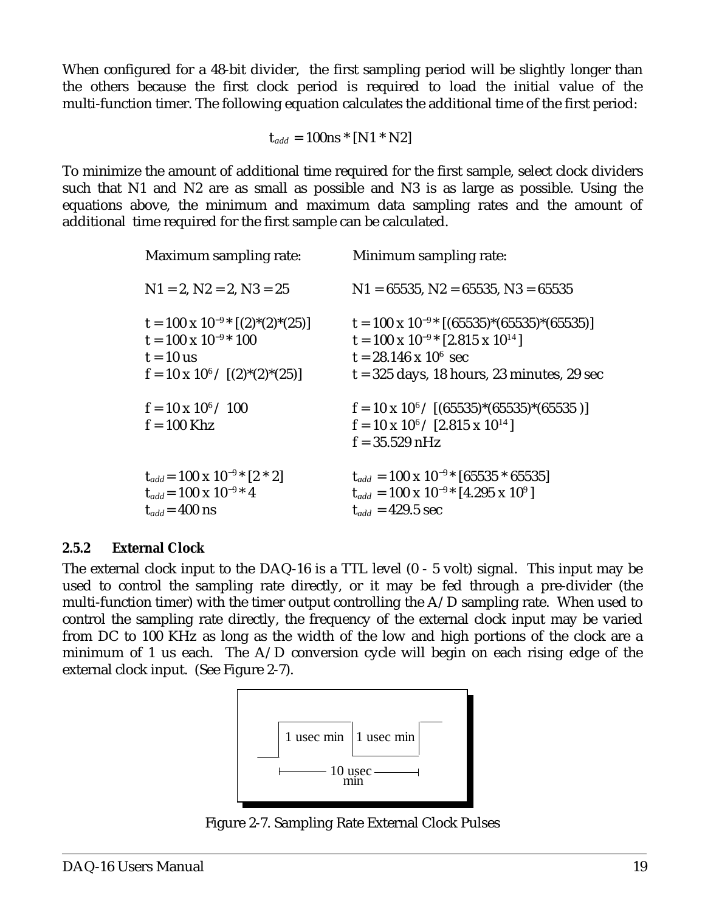When configured for a 48-bit divider, the first sampling period will be slightly longer than the others because the first clock period is required to load the initial value of the multi-function timer. The following equation calculates the additional time of the first period:

$$t_{add} = 100\text{ns} * [N1 * N2]$$

To minimize the amount of additional time required for the first sample, select clock dividers such that N1 and N2 are as small as possible and N3 is as large as possible. Using the equations above, the minimum and maximum data sampling rates and the amount of additional time required for the first sample can be calculated.

| Maximum sampling rate: | Minimum sampling rate: |
|---|---|
| N1 = 2, N2 = 2, N3 = 25 | N1 = 65535, N2 = 65535, N3 = 65535 |
| $t = 100 \times 10^{-9} * [(2)*(2)*(25)]$ | $t = 100 \times 10^{-9} * [(65535)*(65535)*(65535)]$ |
| $t = 100 \times 10^{-9} * 100$ | $t = 100 \times 10^{-9} * [2.815 \times 10^{14}]$ |
| $t = 10$ us | $t = 28.146 \times 10^{6}$ sec |
| $f = 10 \times 10^{6} / [(2)*(2)*(25)]$ | t = 325 days, 18 hours, 23 minutes, 29 sec |
| $f = 10 \times 10^{6} / 100$ | $f = 10 \times 10^{6} / [(65535)*(65535)*(65535)]$ |
| f = 100 Khz | $f = 10 \times 10^{6} / [2.815 \times 10^{14}]$ |
| | f = 35.529 nHz |
| $t_{add} = 100 \times 10^{-9} * [2 * 2]$ | $t_{add} = 100 \times 10^{-9} * [65535 * 65535]$ |
| $t_{add} = 100 \times 10^{-9} * 4$ | $t_{add} = 100 \times 10^{-9} * [4.295 \times 10^{9}]$ |
| $t_{add} = 400$ ns | $t_{add} = 429.5$ sec |

### 2.5.2 External Clock

The external clock input to the DAQ-16 is a TTL level (0 - 5 volt) signal. This input may be used to control the sampling rate directly, or it may be fed through a pre-divider (the multi-function timer) with the timer output controlling the A/D sampling rate. When used to control the sampling rate directly, the frequency of the external clock input may be varied from DC to 100 KHz as long as the width of the low and high portions of the clock are a minimum of 1 us each. The A/D conversion cycle will begin on each rising edge of the external clock input. (See Figure 2-7).

1 usec min | 1 usec min
10 usec min

Figure 2-7. Sampling Rate External Clock Pulses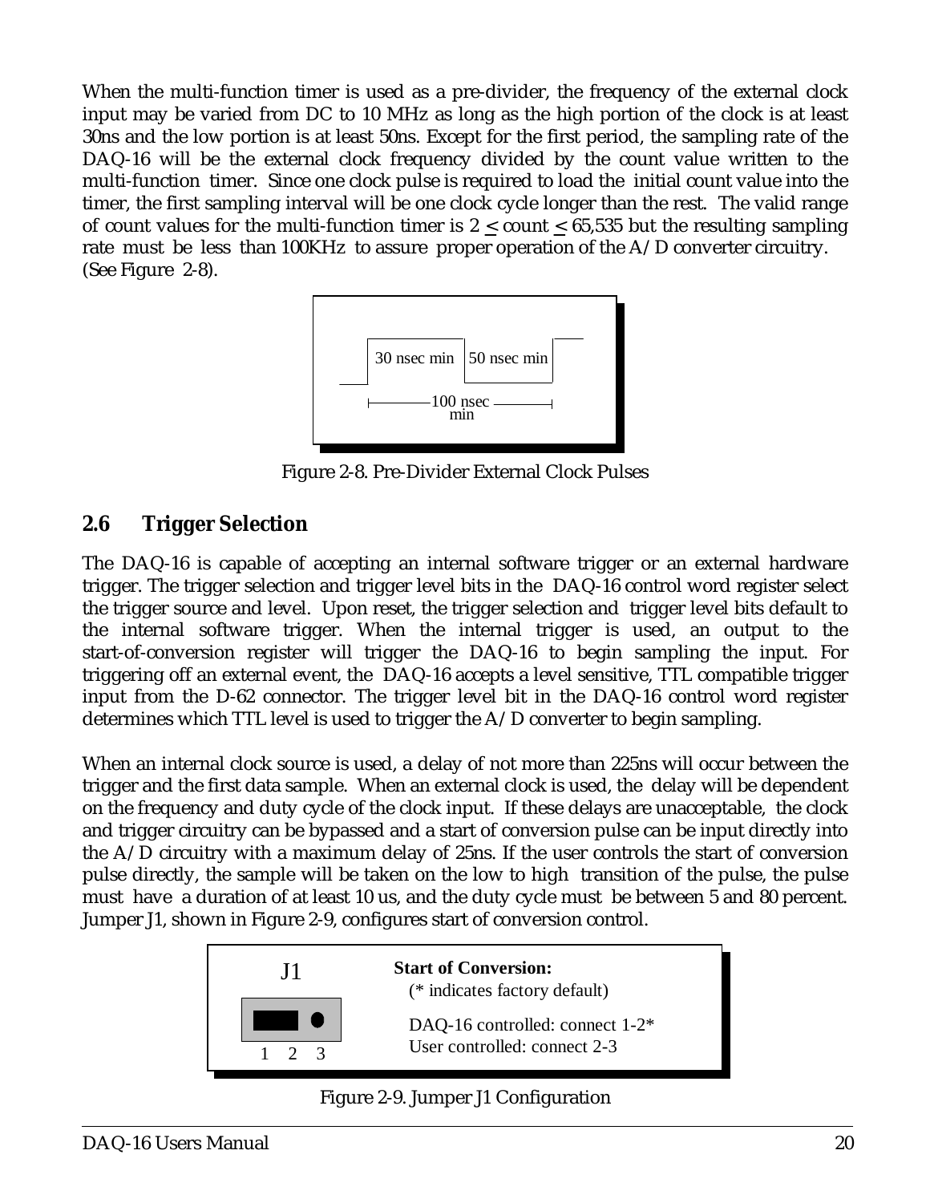When the multi-function timer is used as a pre-divider, the frequency of the external clock input may be varied from DC to 10 MHz as long as the high portion of the clock is at least 30ns and the low portion is at least 50ns. Except for the first period, the sampling rate of the DAQ-16 will be the external clock frequency divided by the count value written to the multi-function timer. Since one clock pulse is required to load the initial count value into the timer, the first sampling interval will be one clock cycle longer than the rest. The valid range of count values for the multi-function timer is $2 \leq \text{count} \leq 65{,}535$ but the resulting sampling rate must be less than 100KHz to assure proper operation of the A/D converter circuitry. (See Figure 2-8).

30 nsec min | 50 nsec min

100 nsec min

Figure 2-8. Pre-Divider External Clock Pulses

## 2.6 Trigger Selection

The DAQ-16 is capable of accepting an internal software trigger or an external hardware trigger. The trigger selection and trigger level bits in the DAQ-16 control word register select the trigger source and level. Upon reset, the trigger selection and trigger level bits default to the internal software trigger. When the internal trigger is used, an output to the start-of-conversion register will trigger the DAQ-16 to begin sampling the input. For triggering off an external event, the DAQ-16 accepts a level sensitive, TTL compatible trigger input from the D-62 connector. The trigger level bit in the DAQ-16 control word register determines which TTL level is used to trigger the A/D converter to begin sampling.

When an internal clock source is used, a delay of not more than 225ns will occur between the trigger and the first data sample. When an external clock is used, the delay will be dependent on the frequency and duty cycle of the clock input. If these delays are unacceptable, the clock and trigger circuitry can be bypassed and a start of conversion pulse can be input directly into the A/D circuitry with a maximum delay of 25ns. If the user controls the start of conversion pulse directly, the sample will be taken on the low to high transition of the pulse, the pulse must have a duration of at least 10 us, and the duty cycle must be between 5 and 80 percent. Jumper J1, shown in Figure 2-9, configures start of conversion control.

J1

1 2 3

**Start of Conversion:**
(* indicates factory default)

DAQ-16 controlled: connect 1-2*
User controlled: connect 2-3

Figure 2-9. Jumper J1 Configuration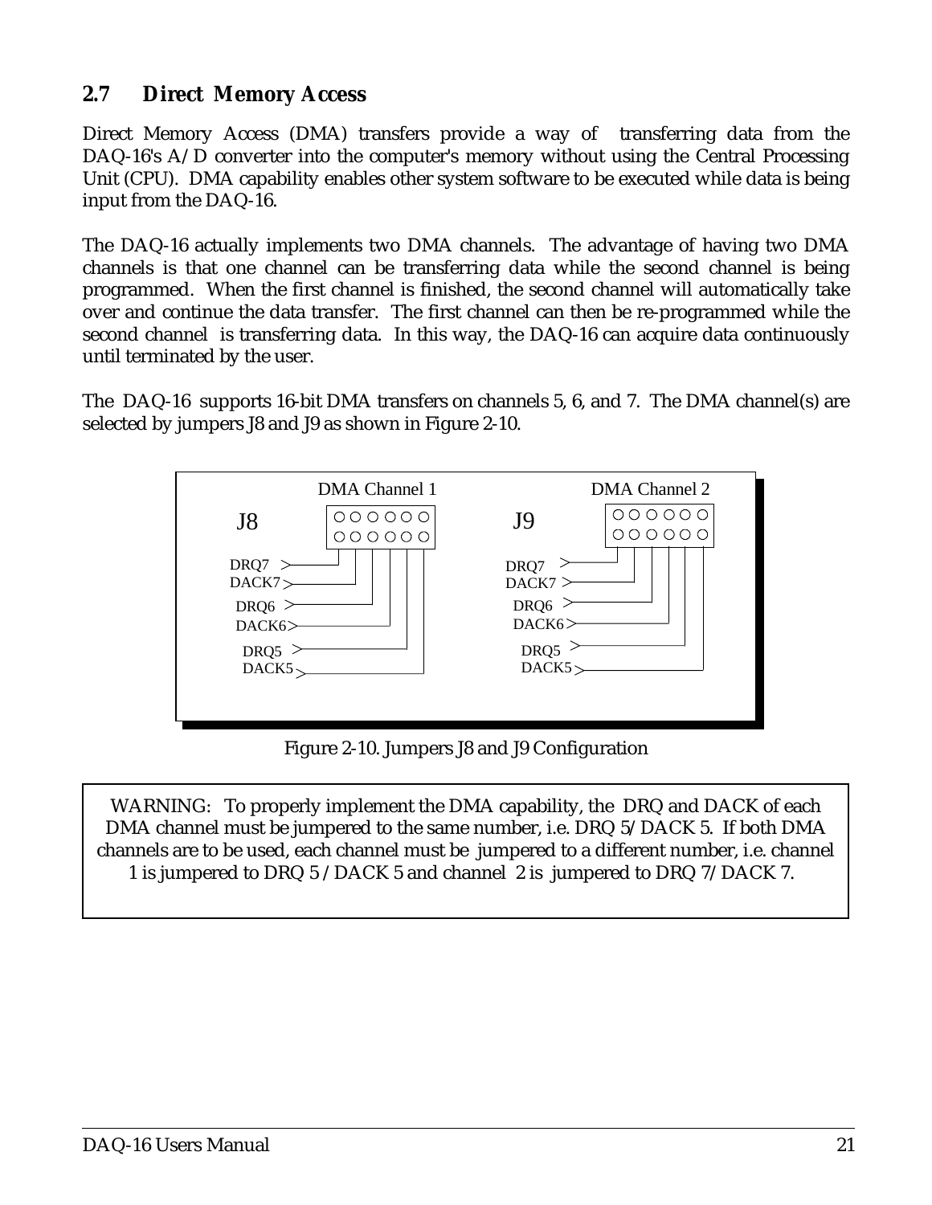## 2.7 Direct Memory Access

Direct Memory Access (DMA) transfers provide a way of transferring data from the DAQ-16's A/D converter into the computer's memory without using the Central Processing Unit (CPU). DMA capability enables other system software to be executed while data is being input from the DAQ-16.

The DAQ-16 actually implements two DMA channels. The advantage of having two DMA channels is that one channel can be transferring data while the second channel is being programmed. When the first channel is finished, the second channel will automatically take over and continue the data transfer. The first channel can then be re-programmed while the second channel is transferring data. In this way, the DAQ-16 can acquire data continuously until terminated by the user.

The DAQ-16 supports 16-bit DMA transfers on channels 5, 6, and 7. The DMA channel(s) are selected by jumpers J8 and J9 as shown in Figure 2-10.

DMA Channel 1

J8

DRQ7
DACK7
DRQ6
DACK6
DRQ5
DACK5

DMA Channel 2

J9

DRQ7
DACK7
DRQ6
DACK6
DRQ5
DACK5

Figure 2-10. Jumpers J8 and J9 Configuration

> WARNING: To properly implement the DMA capability, the DRQ and DACK of each DMA channel must be jumpered to the same number, i.e. DRQ 5/DACK 5. If both DMA channels are to be used, each channel must be jumpered to a different number, i.e. channel 1 is jumpered to DRQ 5 / DACK 5 and channel 2 is jumpered to DRQ 7/DACK 7.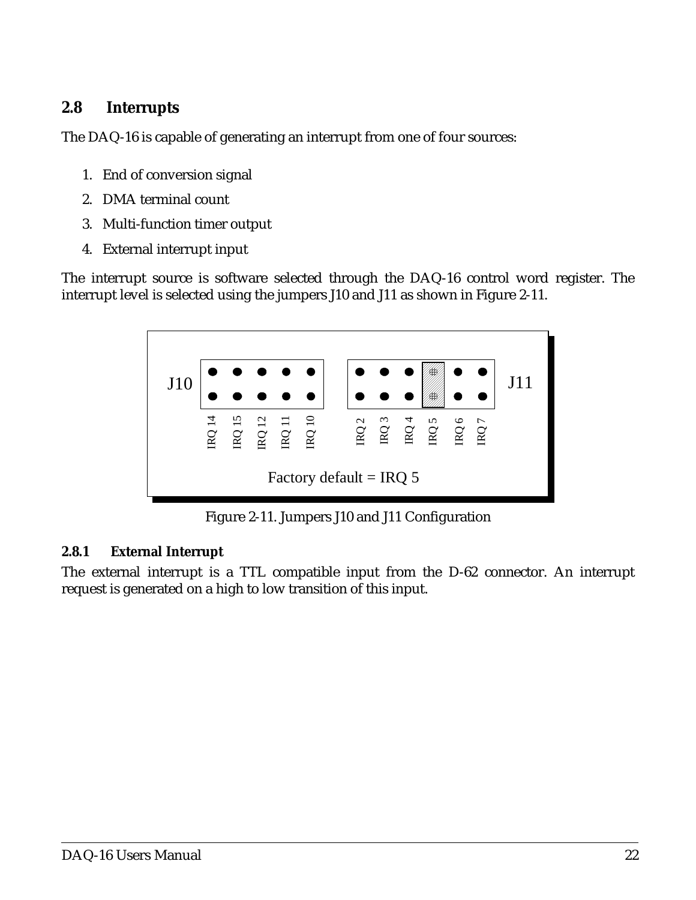## 2.8 Interrupts

The DAQ-16 is capable of generating an interrupt from one of four sources:

1. End of conversion signal
2. DMA terminal count
3. Multi-function timer output
4. External interrupt input

The interrupt source is software selected through the DAQ-16 control word register. The interrupt level is selected using the jumpers J10 and J11 as shown in Figure 2-11.

J10: IRQ 14, IRQ 15, IRQ 12, IRQ 11, IRQ 10

J11: IRQ 2, IRQ 3, IRQ 4, IRQ 5, IRQ 6, IRQ 7

Factory default = IRQ 5

Figure 2-11. Jumpers J10 and J11 Configuration

### 2.8.1 External Interrupt

The external interrupt is a TTL compatible input from the D-62 connector. An interrupt request is generated on a high to low transition of this input.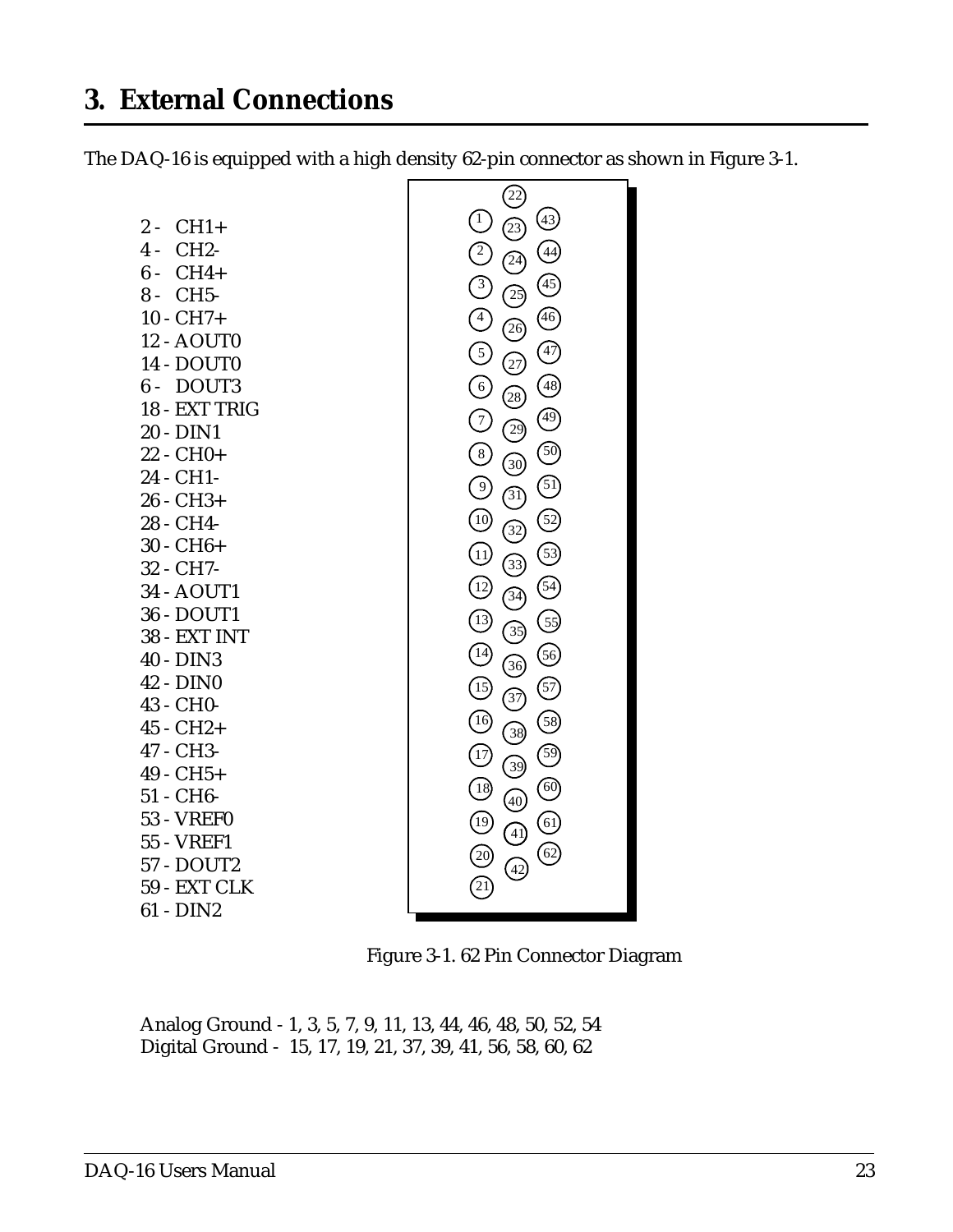# 3. External Connections

The DAQ-16 is equipped with a high density 62-pin connector as shown in Figure 3-1.

2 - CH1+
4 - CH2-
6 - CH4+
8 - CH5-
10 - CH7+
12 - AOUT0
14 - DOUT0
6 - DOUT3
18 - EXT TRIG
20 - DIN1
22 - CH0+
24 - CH1-
26 - CH3+
28 - CH4-
30 - CH6+
32 - CH7-
34 - AOUT1
36 - DOUT1
38 - EXT INT
40 - DIN3
42 - DIN0
43 - CH0-
45 - CH2+
47 - CH3-
49 - CH5+
51 - CH6-
53 - VREF0
55 - VREF1
57 - DOUT2
59 - EXT CLK
61 - DIN2

Figure 3-1. 62 Pin Connector Diagram

Analog Ground - 1, 3, 5, 7, 9, 11, 13, 44, 46, 48, 50, 52, 54
Digital Ground - 15, 17, 19, 21, 37, 39, 41, 56, 58, 60, 62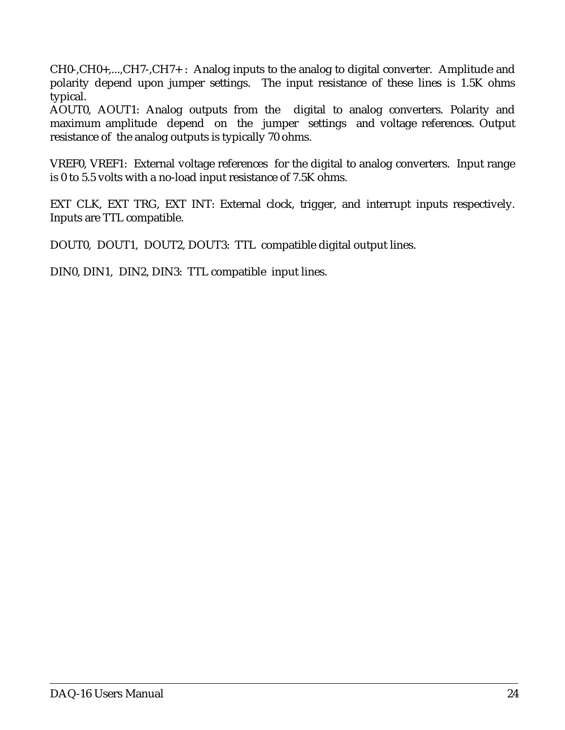CH0-,CH0+,...,CH7-,CH7+ : Analog inputs to the analog to digital converter. Amplitude and polarity depend upon jumper settings. The input resistance of these lines is 1.5K ohms typical.
AOUT0, AOUT1: Analog outputs from the digital to analog converters. Polarity and maximum amplitude depend on the jumper settings and voltage references. Output resistance of the analog outputs is typically 70 ohms.

VREF0, VREF1: External voltage references for the digital to analog converters. Input range is 0 to 5.5 volts with a no-load input resistance of 7.5K ohms.

EXT CLK, EXT TRG, EXT INT: External clock, trigger, and interrupt inputs respectively. Inputs are TTL compatible.

DOUT0, DOUT1, DOUT2, DOUT3: TTL compatible digital output lines.

DIN0, DIN1, DIN2, DIN3: TTL compatible input lines.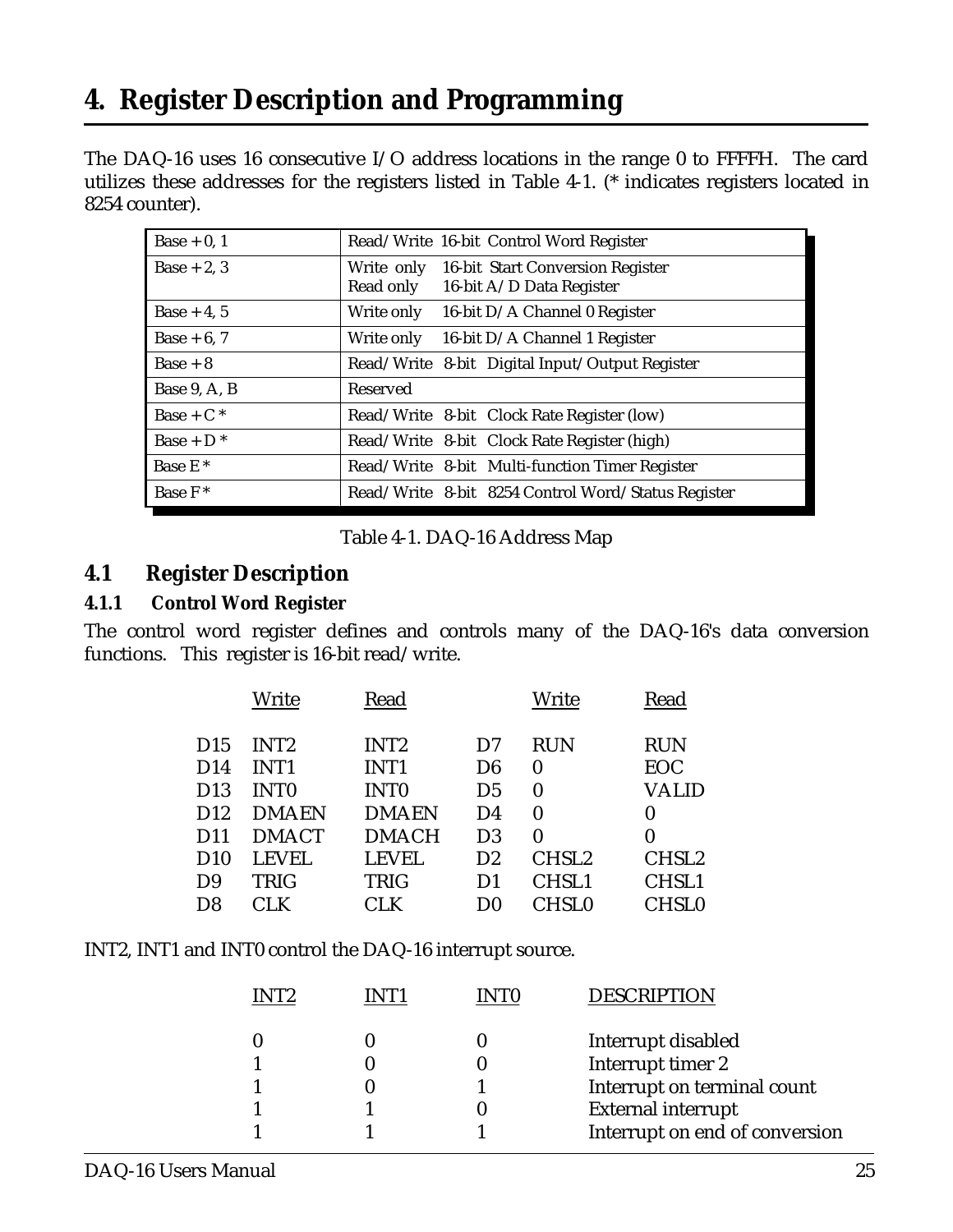# 4. Register Description and Programming

The DAQ-16 uses 16 consecutive I/O address locations in the range 0 to FFFFH. The card utilizes these addresses for the registers listed in Table 4-1. (* indicates registers located in 8254 counter).

| Address | Register |
|---|---|
| Base + 0, 1 | Read/Write 16-bit Control Word Register |
| Base + 2, 3 | Write only 16-bit Start Conversion Register<br>Read only 16-bit A/D Data Register |
| Base + 4, 5 | Write only 16-bit D/A Channel 0 Register |
| Base + 6, 7 | Write only 16-bit D/A Channel 1 Register |
| Base + 8 | Read/Write 8-bit Digital Input/Output Register |
| Base 9, A, B | Reserved |
| Base + C * | Read/Write 8-bit Clock Rate Register (low) |
| Base + D * | Read/Write 8-bit Clock Rate Register (high) |
| Base E * | Read/Write 8-bit Multi-function Timer Register |
| Base F * | Read/Write 8-bit 8254 Control Word/Status Register |

Table 4-1. DAQ-16 Address Map

## 4.1 Register Description

### 4.1.1 Control Word Register

The control word register defines and controls many of the DAQ-16's data conversion functions. This register is 16-bit read/write.

| | Write | Read | | Write | Read |
|---|---|---|---|---|---|
| D15 | INT2 | INT2 | D7 | RUN | RUN |
| D14 | INT1 | INT1 | D6 | 0 | EOC |
| D13 | INT0 | INT0 | D5 | 0 | VALID |
| D12 | DMAEN | DMAEN | D4 | 0 | 0 |
| D11 | DMACT | DMACH | D3 | 0 | 0 |
| D10 | LEVEL | LEVEL | D2 | CHSL2 | CHSL2 |
| D9 | TRIG | TRIG | D1 | CHSL1 | CHSL1 |
| D8 | CLK | CLK | D0 | CHSL0 | CHSL0 |

INT2, INT1 and INT0 control the DAQ-16 interrupt source.

| INT2 | INT1 | INT0 | DESCRIPTION |
|---|---|---|---|
| 0 | 0 | 0 | Interrupt disabled |
| 1 | 0 | 0 | Interrupt timer 2 |
| 1 | 0 | 1 | Interrupt on terminal count |
| 1 | 1 | 0 | External interrupt |
| 1 | 1 | 1 | Interrupt on end of conversion |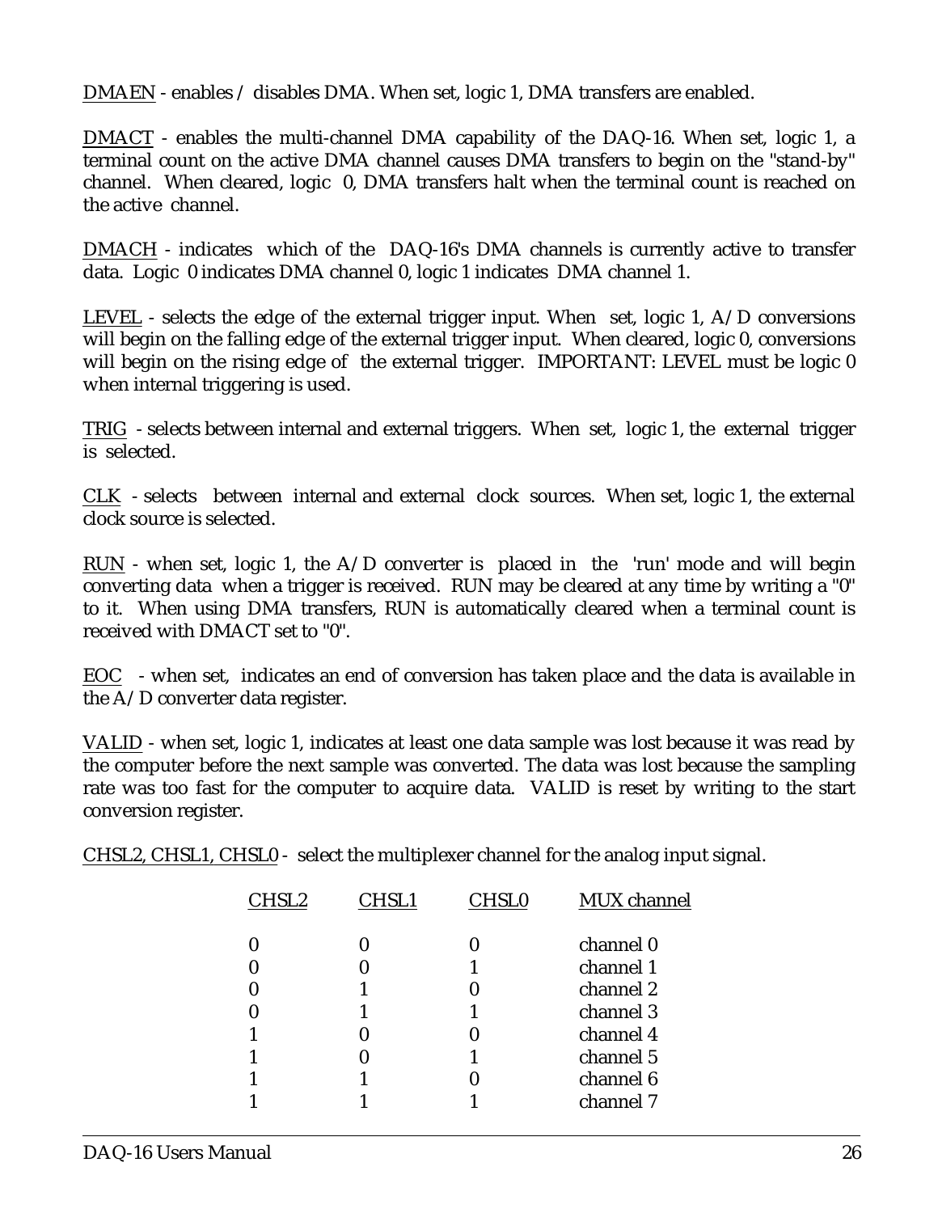DMAEN - enables / disables DMA. When set, logic 1, DMA transfers are enabled.

DMACT - enables the multi-channel DMA capability of the DAQ-16. When set, logic 1, a terminal count on the active DMA channel causes DMA transfers to begin on the "stand-by" channel. When cleared, logic 0, DMA transfers halt when the terminal count is reached on the active channel.

DMACH - indicates which of the DAQ-16's DMA channels is currently active to transfer data. Logic 0 indicates DMA channel 0, logic 1 indicates DMA channel 1.

LEVEL - selects the edge of the external trigger input. When set, logic 1, A/D conversions will begin on the falling edge of the external trigger input. When cleared, logic 0, conversions will begin on the rising edge of the external trigger. IMPORTANT: LEVEL must be logic 0 when internal triggering is used.

TRIG - selects between internal and external triggers. When set, logic 1, the external trigger is selected.

CLK - selects between internal and external clock sources. When set, logic 1, the external clock source is selected.

RUN - when set, logic 1, the A/D converter is placed in the 'run' mode and will begin converting data when a trigger is received. RUN may be cleared at any time by writing a "0" to it. When using DMA transfers, RUN is automatically cleared when a terminal count is received with DMACT set to "0".

EOC - when set, indicates an end of conversion has taken place and the data is available in the A/D converter data register.

VALID - when set, logic 1, indicates at least one data sample was lost because it was read by the computer before the next sample was converted. The data was lost because the sampling rate was too fast for the computer to acquire data. VALID is reset by writing to the start conversion register.

CHSL2, CHSL1, CHSL0 - select the multiplexer channel for the analog input signal.

| CHSL2 | CHSL1 | CHSL0 | MUX channel |
|---|---|---|---|
| 0 | 0 | 0 | channel 0 |
| 0 | 0 | 1 | channel 1 |
| 0 | 1 | 0 | channel 2 |
| 0 | 1 | 1 | channel 3 |
| 1 | 0 | 0 | channel 4 |
| 1 | 0 | 1 | channel 5 |
| 1 | 1 | 0 | channel 6 |
| 1 | 1 | 1 | channel 7 |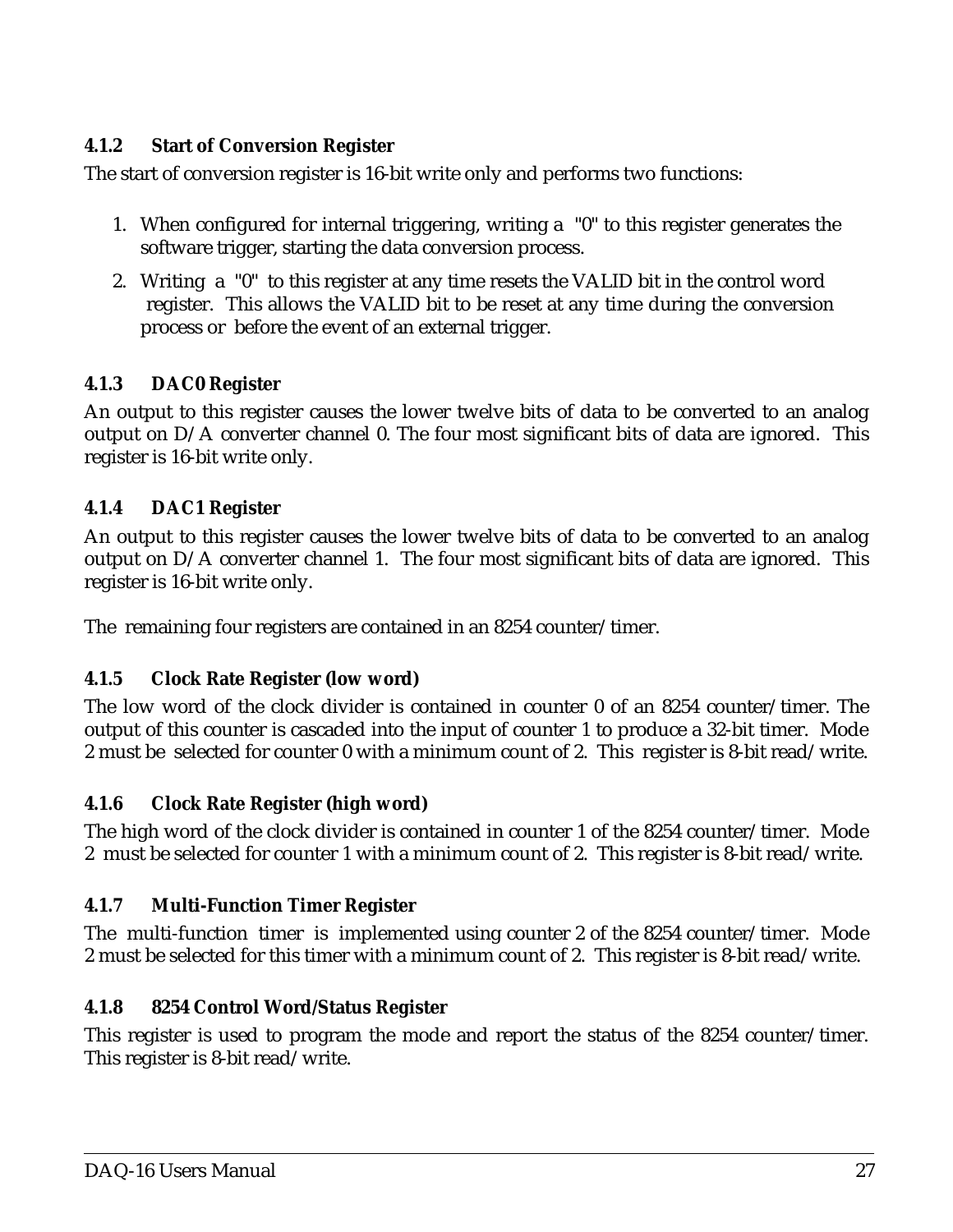### 4.1.2 Start of Conversion Register

The start of conversion register is 16-bit write only and performs two functions:

1. When configured for internal triggering, writing a "0" to this register generates the software trigger, starting the data conversion process.
2. Writing a "0" to this register at any time resets the VALID bit in the control word register. This allows the VALID bit to be reset at any time during the conversion process or before the event of an external trigger.

### 4.1.3 DAC0 Register

An output to this register causes the lower twelve bits of data to be converted to an analog output on D/A converter channel 0. The four most significant bits of data are ignored. This register is 16-bit write only.

### 4.1.4 DAC1 Register

An output to this register causes the lower twelve bits of data to be converted to an analog output on D/A converter channel 1. The four most significant bits of data are ignored. This register is 16-bit write only.

The remaining four registers are contained in an 8254 counter/timer.

### 4.1.5 Clock Rate Register (low word)

The low word of the clock divider is contained in counter 0 of an 8254 counter/timer. The output of this counter is cascaded into the input of counter 1 to produce a 32-bit timer. Mode 2 must be selected for counter 0 with a minimum count of 2. This register is 8-bit read/write.

### 4.1.6 Clock Rate Register (high word)

The high word of the clock divider is contained in counter 1 of the 8254 counter/timer. Mode 2 must be selected for counter 1 with a minimum count of 2. This register is 8-bit read/write.

### 4.1.7 Multi-Function Timer Register

The multi-function timer is implemented using counter 2 of the 8254 counter/timer. Mode 2 must be selected for this timer with a minimum count of 2. This register is 8-bit read/write.

### 4.1.8 8254 Control Word/Status Register

This register is used to program the mode and report the status of the 8254 counter/timer. This register is 8-bit read/write.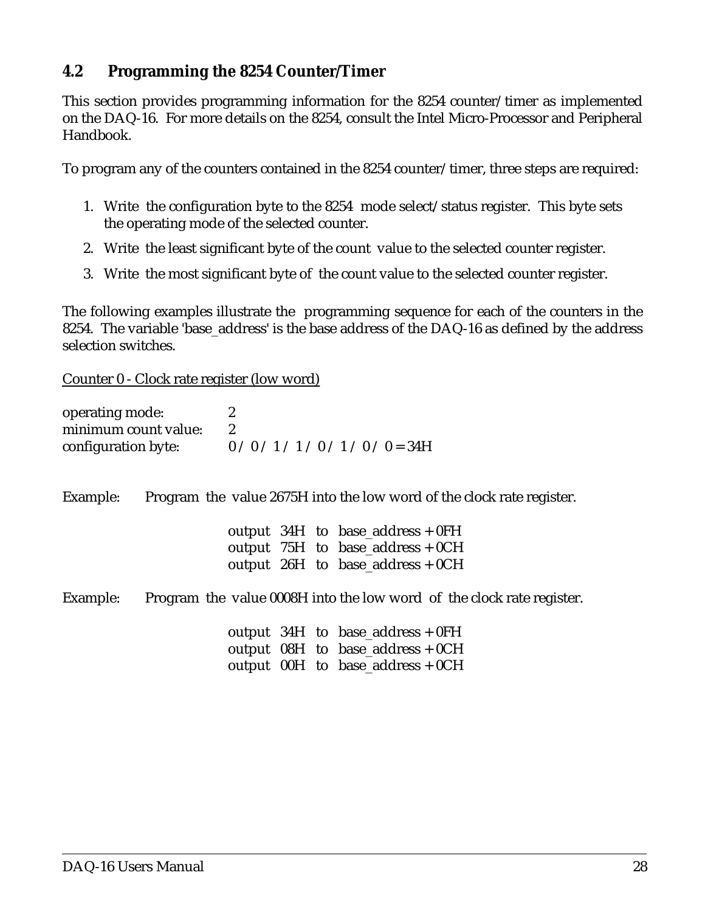## 4.2 Programming the 8254 Counter/Timer

This section provides programming information for the 8254 counter/timer as implemented on the DAQ-16. For more details on the 8254, consult the Intel Micro-Processor and Peripheral Handbook.

To program any of the counters contained in the 8254 counter/timer, three steps are required:

1. Write the configuration byte to the 8254 mode select/status register. This byte sets the operating mode of the selected counter.
2. Write the least significant byte of the count value to the selected counter register.
3. Write the most significant byte of the count value to the selected counter register.

The following examples illustrate the programming sequence for each of the counters in the 8254. The variable 'base_address' is the base address of the DAQ-16 as defined by the address selection switches.

Counter 0 - Clock rate register (low word)

| | |
|---|---|
| operating mode: | 2 |
| minimum count value: | 2 |
| configuration byte: | 0 / 0 / 1 / 1 / 0 / 1 / 0 / 0 = 34H |

Example: Program the value 2675H into the low word of the clock rate register.

```
output 34H to base_address + 0FH
output 75H to base_address + 0CH
output 26H to base_address + 0CH
```

Example: Program the value 0008H into the low word of the clock rate register.

```
output 34H to base_address + 0FH
output 08H to base_address + 0CH
output 00H to base_address + 0CH
```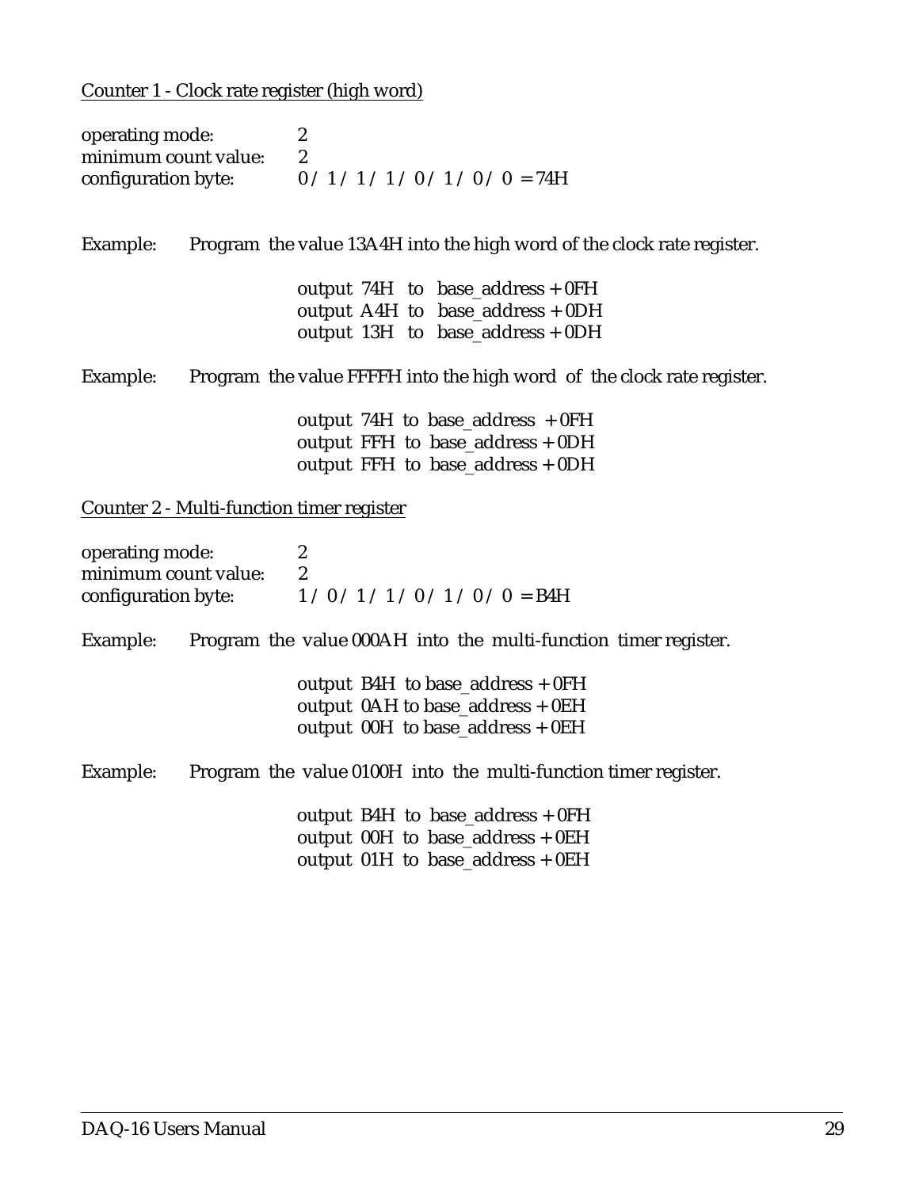Counter 1 - Clock rate register (high word)

operating mode: 2
minimum count value: 2
configuration byte: 0 / 1 / 1 / 1 / 0 / 1 / 0 / 0 = 74H

Example: Program the value 13A4H into the high word of the clock rate register.

```
output 74H to base_address + 0FH
output A4H to base_address + 0DH
output 13H to base_address + 0DH
```

Example: Program the value FFFFH into the high word of the clock rate register.

```
output 74H to base_address + 0FH
output FFH to base_address + 0DH
output FFH to base_address + 0DH
```

Counter 2 - Multi-function timer register

operating mode: 2
minimum count value: 2
configuration byte: 1 / 0 / 1 / 1 / 0 / 1 / 0 / 0 = B4H

Example: Program the value 000AH into the multi-function timer register.

```
output B4H to base_address + 0FH
output 0AH to base_address + 0EH
output 00H to base_address + 0EH
```

Example: Program the value 0100H into the multi-function timer register.

```
output B4H to base_address + 0FH
output 00H to base_address + 0EH
output 01H to base_address + 0EH
```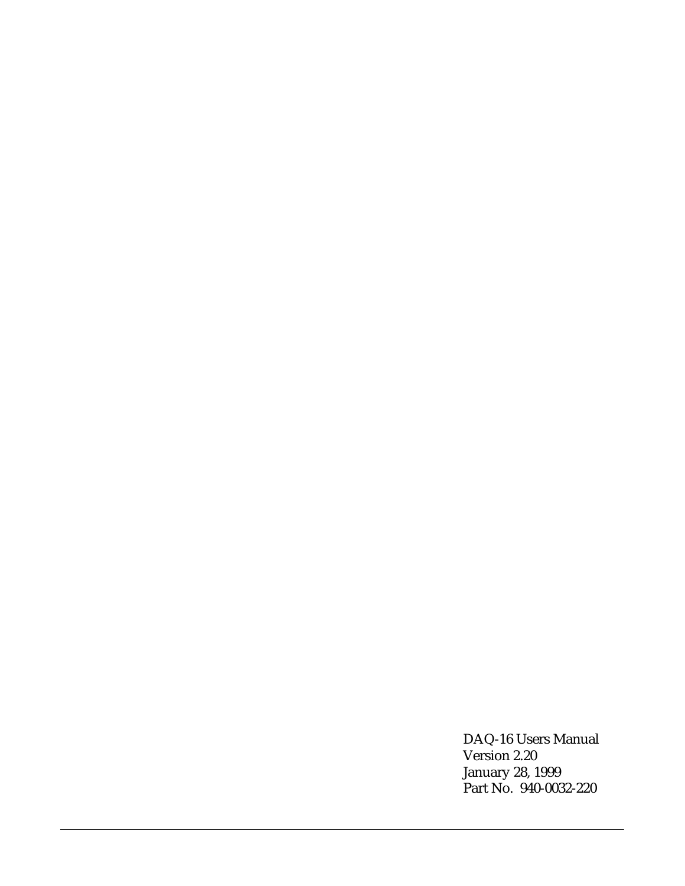DAQ-16 Users Manual
Version 2.20
January 28, 1999
Part No. 940-0032-220